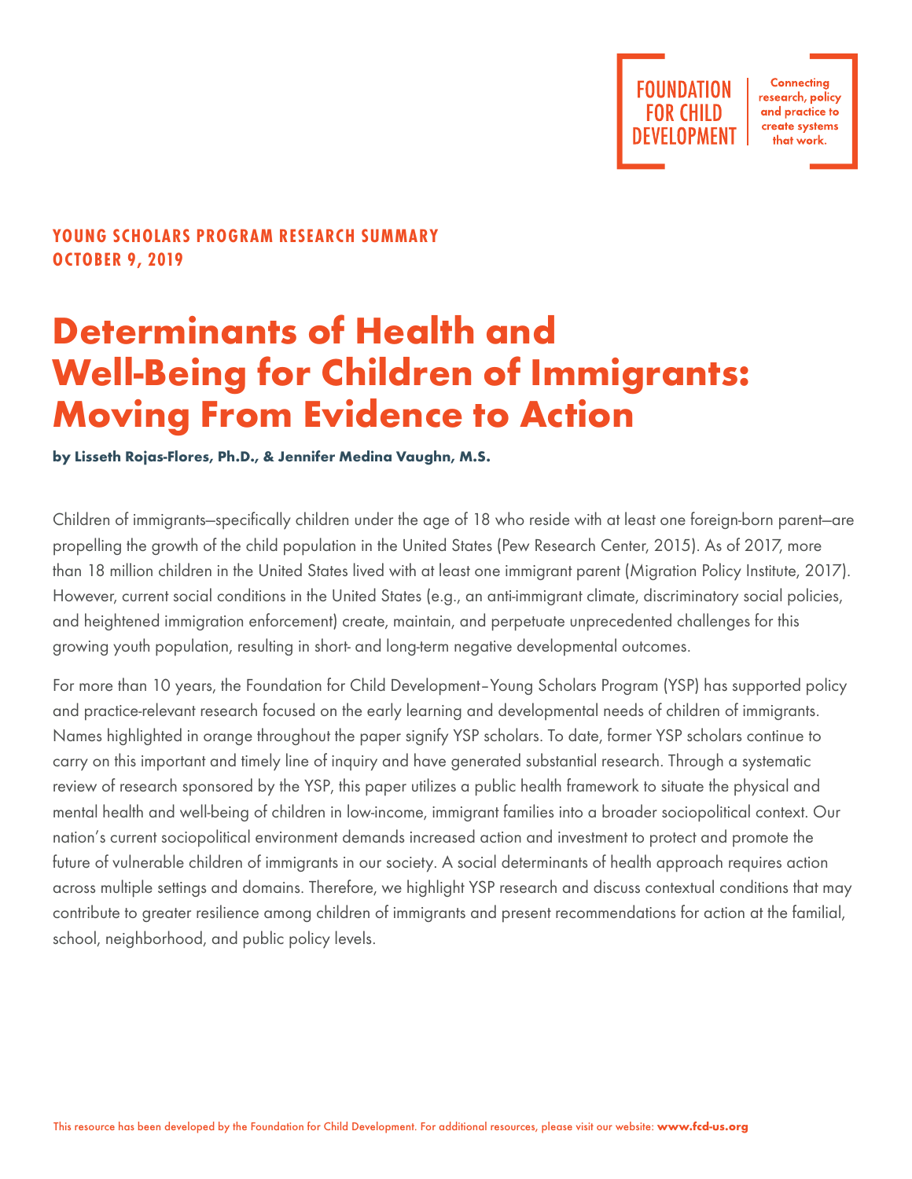FOUNDATION FOR CHILD DEVELOPMENT

Connecting research, policy and practice to create systems that work.

**YOUNG SCHOLARS PROGRAM RESEARCH SUMMARY**
**OCTOBER 9, 2019**

# Determinants of Health and Well-Being for Children of Immigrants: Moving From Evidence to Action

**by Lisseth Rojas-Flores, Ph.D., & Jennifer Medina Vaughn, M.S.**

Children of immigrants—specifically children under the age of 18 who reside with at least one foreign-born parent—are propelling the growth of the child population in the United States (Pew Research Center, 2015). As of 2017, more than 18 million children in the United States lived with at least one immigrant parent (Migration Policy Institute, 2017). However, current social conditions in the United States (e.g., an anti-immigrant climate, discriminatory social policies, and heightened immigration enforcement) create, maintain, and perpetuate unprecedented challenges for this growing youth population, resulting in short- and long-term negative developmental outcomes.

For more than 10 years, the Foundation for Child Development–Young Scholars Program (YSP) has supported policy and practice-relevant research focused on the early learning and developmental needs of children of immigrants. Names highlighted in orange throughout the paper signify YSP scholars. To date, former YSP scholars continue to carry on this important and timely line of inquiry and have generated substantial research. Through a systematic review of research sponsored by the YSP, this paper utilizes a public health framework to situate the physical and mental health and well-being of children in low-income, immigrant families into a broader sociopolitical context. Our nation's current sociopolitical environment demands increased action and investment to protect and promote the future of vulnerable children of immigrants in our society. A social determinants of health approach requires action across multiple settings and domains. Therefore, we highlight YSP research and discuss contextual conditions that may contribute to greater resilience among children of immigrants and present recommendations for action at the familial, school, neighborhood, and public policy levels.

This resource has been developed by the Foundation for Child Development. For additional resources, please visit our website: **www.fcd-us.org**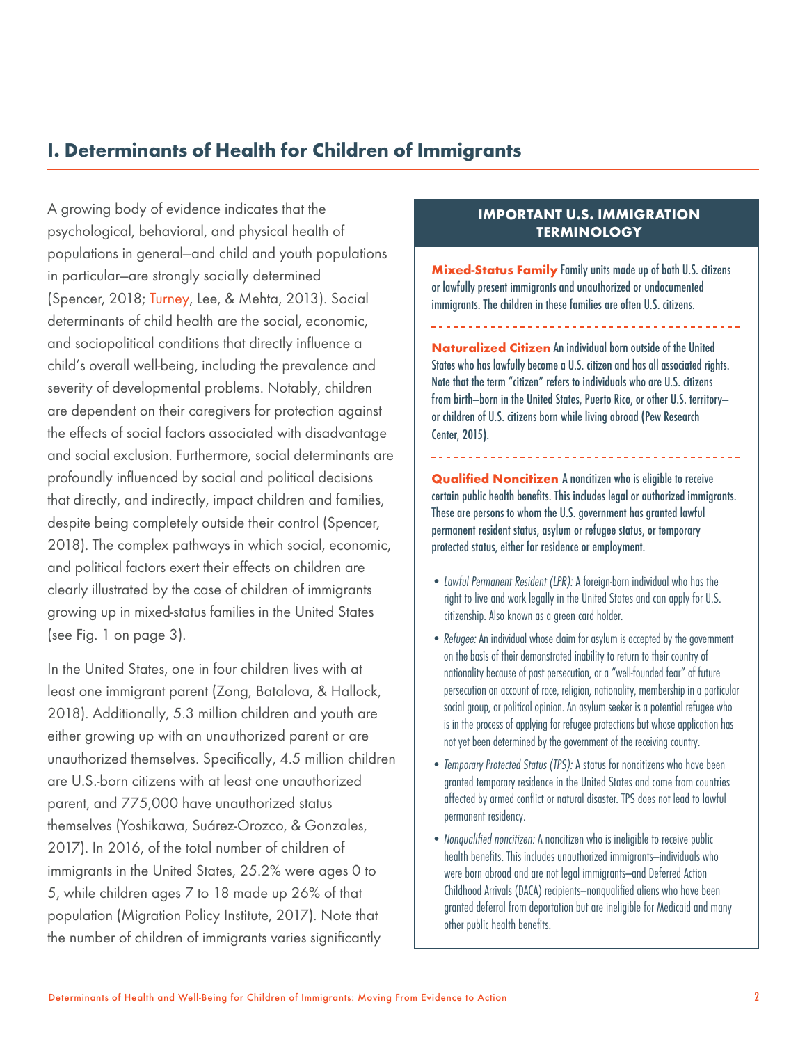## I. Determinants of Health for Children of Immigrants

A growing body of evidence indicates that the psychological, behavioral, and physical health of populations in general—and child and youth populations in particular—are strongly socially determined (Spencer, 2018; Turney, Lee, & Mehta, 2013). Social determinants of child health are the social, economic, and sociopolitical conditions that directly influence a child's overall well-being, including the prevalence and severity of developmental problems. Notably, children are dependent on their caregivers for protection against the effects of social factors associated with disadvantage and social exclusion. Furthermore, social determinants are profoundly influenced by social and political decisions that directly, and indirectly, impact children and families, despite being completely outside their control (Spencer, 2018). The complex pathways in which social, economic, and political factors exert their effects on children are clearly illustrated by the case of children of immigrants growing up in mixed-status families in the United States (see Fig. 1 on page 3).

In the United States, one in four children lives with at least one immigrant parent (Zong, Batalova, & Hallock, 2018). Additionally, 5.3 million children and youth are either growing up with an unauthorized parent or are unauthorized themselves. Specifically, 4.5 million children are U.S.-born citizens with at least one unauthorized parent, and 775,000 have unauthorized status themselves (Yoshikawa, Suárez-Orozco, & Gonzales, 2017). In 2016, of the total number of children of immigrants in the United States, 25.2% were ages 0 to 5, while children ages 7 to 18 made up 26% of that population (Migration Policy Institute, 2017). Note that the number of children of immigrants varies significantly

### IMPORTANT U.S. IMMIGRATION TERMINOLOGY

**Mixed-Status Family** Family units made up of both U.S. citizens or lawfully present immigrants and unauthorized or undocumented immigrants. The children in these families are often U.S. citizens.

**Naturalized Citizen** An individual born outside of the United States who has lawfully become a U.S. citizen and has all associated rights. Note that the term "citizen" refers to individuals who are U.S. citizens from birth—born in the United States, Puerto Rico, or other U.S. territory—or children of U.S. citizens born while living abroad (Pew Research Center, 2015).

**Qualified Noncitizen** A noncitizen who is eligible to receive certain public health benefits. This includes legal or authorized immigrants. These are persons to whom the U.S. government has granted lawful permanent resident status, asylum or refugee status, or temporary protected status, either for residence or employment.

- *Lawful Permanent Resident (LPR):* A foreign-born individual who has the right to live and work legally in the United States and can apply for U.S. citizenship. Also known as a green card holder.
- *Refugee:* An individual whose claim for asylum is accepted by the government on the basis of their demonstrated inability to return to their country of nationality because of past persecution, or a "well-founded fear" of future persecution on account of race, religion, nationality, membership in a particular social group, or political opinion. An asylum seeker is a potential refugee who is in the process of applying for refugee protections but whose application has not yet been determined by the government of the receiving country.
- *Temporary Protected Status (TPS):* A status for noncitizens who have been granted temporary residence in the United States and come from countries affected by armed conflict or natural disaster. TPS does not lead to lawful permanent residency.
- *Nonqualified noncitizen:* A noncitizen who is ineligible to receive public health benefits. This includes unauthorized immigrants—individuals who were born abroad and are not legal immigrants—and Deferred Action Childhood Arrivals (DACA) recipients—nonqualified aliens who have been granted deferral from deportation but are ineligible for Medicaid and many other public health benefits.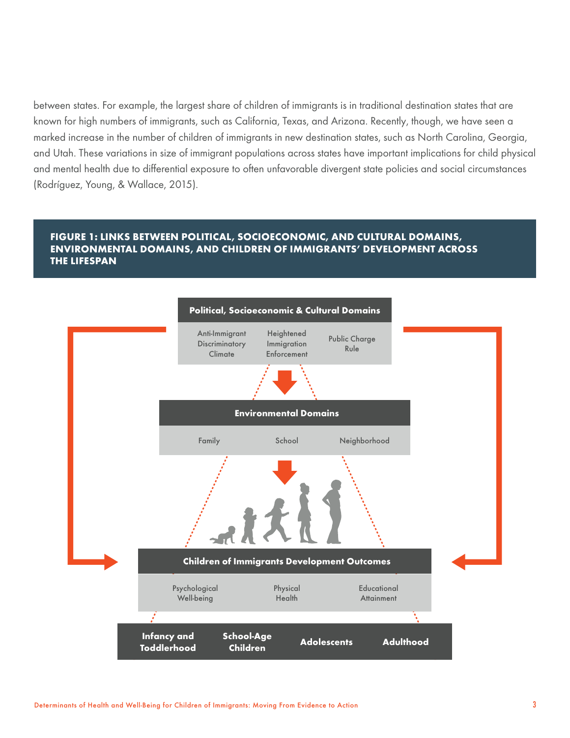between states. For example, the largest share of children of immigrants is in traditional destination states that are known for high numbers of immigrants, such as California, Texas, and Arizona. Recently, though, we have seen a marked increase in the number of children of immigrants in new destination states, such as North Carolina, Georgia, and Utah. These variations in size of immigrant populations across states have important implications for child physical and mental health due to differential exposure to often unfavorable divergent state policies and social circumstances (Rodríguez, Young, & Wallace, 2015).

**FIGURE 1: LINKS BETWEEN POLITICAL, SOCIOECONOMIC, AND CULTURAL DOMAINS, ENVIRONMENTAL DOMAINS, AND CHILDREN OF IMMIGRANTS' DEVELOPMENT ACROSS THE LIFESPAN**

**Political, Socioeconomic & Cultural Domains**

Anti-Immigrant Discriminatory Climate | Heightened Immigration Enforcement | Public Charge Rule

**Environmental Domains**

Family | School | Neighborhood

**Children of Immigrants Development Outcomes**

Psychological Well-being | Physical Health | Educational Attainment

**Infancy and Toddlerhood** | **School-Age Children** | **Adolescents** | **Adulthood**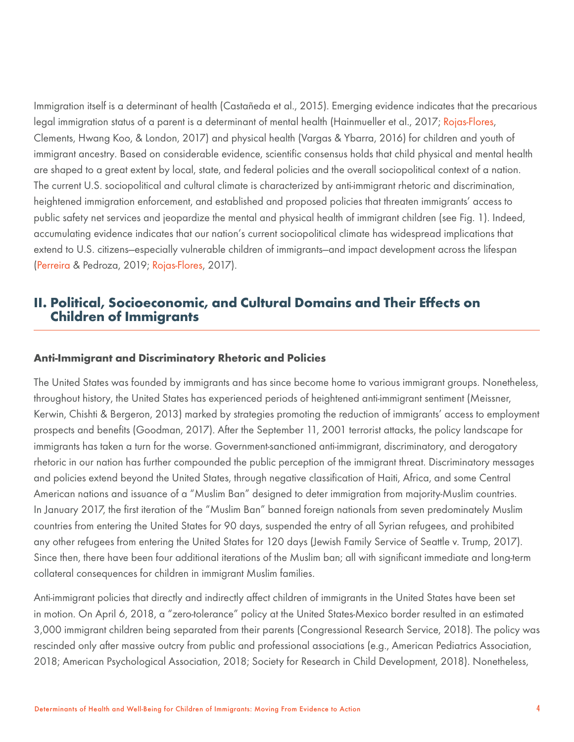Immigration itself is a determinant of health (Castañeda et al., 2015). Emerging evidence indicates that the precarious legal immigration status of a parent is a determinant of mental health (Hainmueller et al., 2017; Rojas-Flores, Clements, Hwang Koo, & London, 2017) and physical health (Vargas & Ybarra, 2016) for children and youth of immigrant ancestry. Based on considerable evidence, scientific consensus holds that child physical and mental health are shaped to a great extent by local, state, and federal policies and the overall sociopolitical context of a nation. The current U.S. sociopolitical and cultural climate is characterized by anti-immigrant rhetoric and discrimination, heightened immigration enforcement, and established and proposed policies that threaten immigrants' access to public safety net services and jeopardize the mental and physical health of immigrant children (see Fig. 1). Indeed, accumulating evidence indicates that our nation's current sociopolitical climate has widespread implications that extend to U.S. citizens—especially vulnerable children of immigrants—and impact development across the lifespan (Perreira & Pedroza, 2019; Rojas-Flores, 2017).

## II. Political, Socioeconomic, and Cultural Domains and Their Effects on Children of Immigrants

### Anti-Immigrant and Discriminatory Rhetoric and Policies

The United States was founded by immigrants and has since become home to various immigrant groups. Nonetheless, throughout history, the United States has experienced periods of heightened anti-immigrant sentiment (Meissner, Kerwin, Chishti & Bergeron, 2013) marked by strategies promoting the reduction of immigrants' access to employment prospects and benefits (Goodman, 2017). After the September 11, 2001 terrorist attacks, the policy landscape for immigrants has taken a turn for the worse. Government-sanctioned anti-immigrant, discriminatory, and derogatory rhetoric in our nation has further compounded the public perception of the immigrant threat. Discriminatory messages and policies extend beyond the United States, through negative classification of Haiti, Africa, and some Central American nations and issuance of a "Muslim Ban" designed to deter immigration from majority-Muslim countries. In January 2017, the first iteration of the "Muslim Ban" banned foreign nationals from seven predominately Muslim countries from entering the United States for 90 days, suspended the entry of all Syrian refugees, and prohibited any other refugees from entering the United States for 120 days (Jewish Family Service of Seattle v. Trump, 2017). Since then, there have been four additional iterations of the Muslim ban; all with significant immediate and long-term collateral consequences for children in immigrant Muslim families.

Anti-immigrant policies that directly and indirectly affect children of immigrants in the United States have been set in motion. On April 6, 2018, a "zero-tolerance" policy at the United States-Mexico border resulted in an estimated 3,000 immigrant children being separated from their parents (Congressional Research Service, 2018). The policy was rescinded only after massive outcry from public and professional associations (e.g., American Pediatrics Association, 2018; American Psychological Association, 2018; Society for Research in Child Development, 2018). Nonetheless,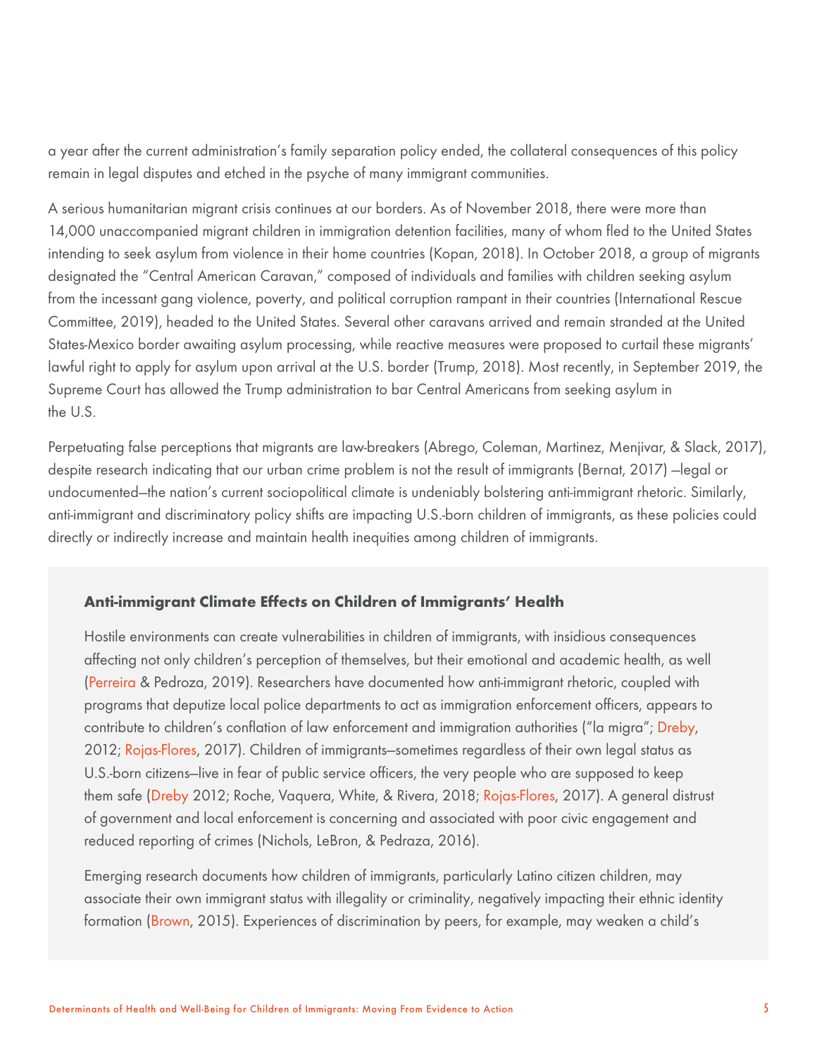a year after the current administration's family separation policy ended, the collateral consequences of this policy remain in legal disputes and etched in the psyche of many immigrant communities.

A serious humanitarian migrant crisis continues at our borders. As of November 2018, there were more than 14,000 unaccompanied migrant children in immigration detention facilities, many of whom fled to the United States intending to seek asylum from violence in their home countries (Kopan, 2018). In October 2018, a group of migrants designated the "Central American Caravan," composed of individuals and families with children seeking asylum from the incessant gang violence, poverty, and political corruption rampant in their countries (International Rescue Committee, 2019), headed to the United States. Several other caravans arrived and remain stranded at the United States-Mexico border awaiting asylum processing, while reactive measures were proposed to curtail these migrants' lawful right to apply for asylum upon arrival at the U.S. border (Trump, 2018). Most recently, in September 2019, the Supreme Court has allowed the Trump administration to bar Central Americans from seeking asylum in the U.S.

Perpetuating false perceptions that migrants are law-breakers (Abrego, Coleman, Martinez, Menjivar, & Slack, 2017), despite research indicating that our urban crime problem is not the result of immigrants (Bernat, 2017) —legal or undocumented—the nation's current sociopolitical climate is undeniably bolstering anti-immigrant rhetoric. Similarly, anti-immigrant and discriminatory policy shifts are impacting U.S.-born children of immigrants, as these policies could directly or indirectly increase and maintain health inequities among children of immigrants.

### Anti-immigrant Climate Effects on Children of Immigrants' Health

Hostile environments can create vulnerabilities in children of immigrants, with insidious consequences affecting not only children's perception of themselves, but their emotional and academic health, as well (Perreira & Pedroza, 2019). Researchers have documented how anti-immigrant rhetoric, coupled with programs that deputize local police departments to act as immigration enforcement officers, appears to contribute to children's conflation of law enforcement and immigration authorities ("la migra"; Dreby, 2012; Rojas-Flores, 2017). Children of immigrants—sometimes regardless of their own legal status as U.S.-born citizens—live in fear of public service officers, the very people who are supposed to keep them safe (Dreby 2012; Roche, Vaquera, White, & Rivera, 2018; Rojas-Flores, 2017). A general distrust of government and local enforcement is concerning and associated with poor civic engagement and reduced reporting of crimes (Nichols, LeBron, & Pedraza, 2016).

Emerging research documents how children of immigrants, particularly Latino citizen children, may associate their own immigrant status with illegality or criminality, negatively impacting their ethnic identity formation (Brown, 2015). Experiences of discrimination by peers, for example, may weaken a child's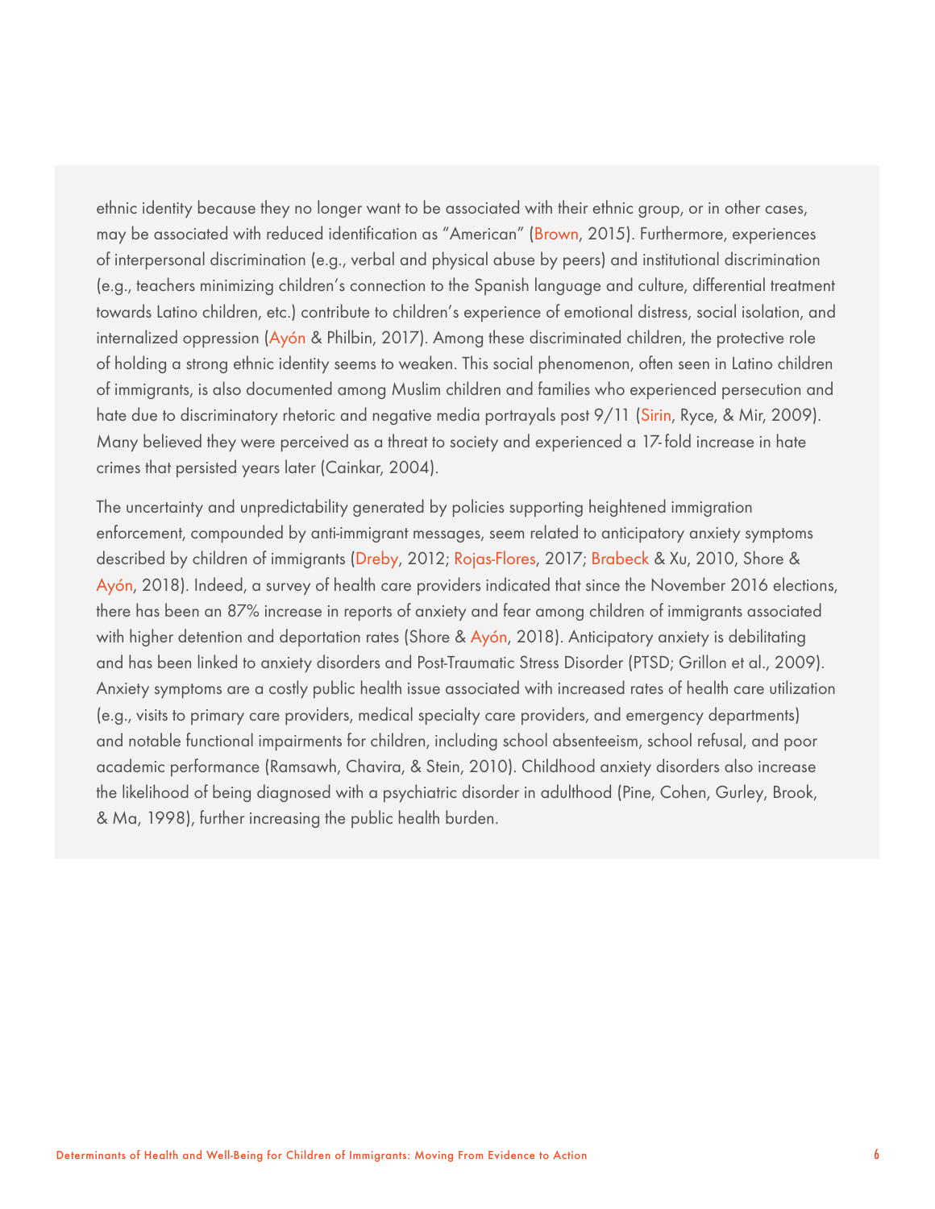ethnic identity because they no longer want to be associated with their ethnic group, or in other cases, may be associated with reduced identification as "American" (Brown, 2015). Furthermore, experiences of interpersonal discrimination (e.g., verbal and physical abuse by peers) and institutional discrimination (e.g., teachers minimizing children's connection to the Spanish language and culture, differential treatment towards Latino children, etc.) contribute to children's experience of emotional distress, social isolation, and internalized oppression (Ayón & Philbin, 2017). Among these discriminated children, the protective role of holding a strong ethnic identity seems to weaken. This social phenomenon, often seen in Latino children of immigrants, is also documented among Muslim children and families who experienced persecution and hate due to discriminatory rhetoric and negative media portrayals post 9/11 (Sirin, Ryce, & Mir, 2009). Many believed they were perceived as a threat to society and experienced a 17-fold increase in hate crimes that persisted years later (Cainkar, 2004).

The uncertainty and unpredictability generated by policies supporting heightened immigration enforcement, compounded by anti-immigrant messages, seem related to anticipatory anxiety symptoms described by children of immigrants (Dreby, 2012; Rojas-Flores, 2017; Brabeck & Xu, 2010, Shore & Ayón, 2018). Indeed, a survey of health care providers indicated that since the November 2016 elections, there has been an 87% increase in reports of anxiety and fear among children of immigrants associated with higher detention and deportation rates (Shore & Ayón, 2018). Anticipatory anxiety is debilitating and has been linked to anxiety disorders and Post-Traumatic Stress Disorder (PTSD; Grillon et al., 2009). Anxiety symptoms are a costly public health issue associated with increased rates of health care utilization (e.g., visits to primary care providers, medical specialty care providers, and emergency departments) and notable functional impairments for children, including school absenteeism, school refusal, and poor academic performance (Ramsawh, Chavira, & Stein, 2010). Childhood anxiety disorders also increase the likelihood of being diagnosed with a psychiatric disorder in adulthood (Pine, Cohen, Gurley, Brook, & Ma, 1998), further increasing the public health burden.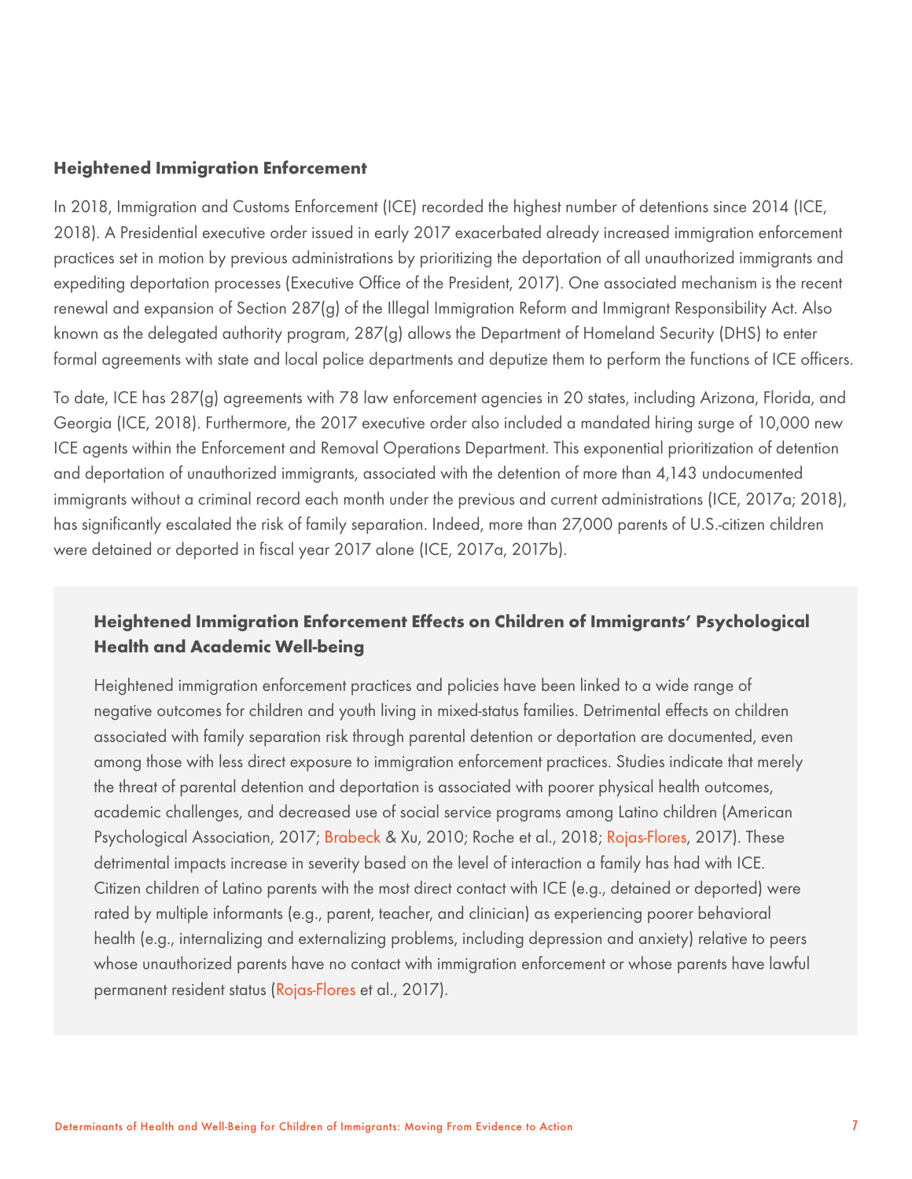### Heightened Immigration Enforcement

In 2018, Immigration and Customs Enforcement (ICE) recorded the highest number of detentions since 2014 (ICE, 2018). A Presidential executive order issued in early 2017 exacerbated already increased immigration enforcement practices set in motion by previous administrations by prioritizing the deportation of all unauthorized immigrants and expediting deportation processes (Executive Office of the President, 2017). One associated mechanism is the recent renewal and expansion of Section 287(g) of the Illegal Immigration Reform and Immigrant Responsibility Act. Also known as the delegated authority program, 287(g) allows the Department of Homeland Security (DHS) to enter formal agreements with state and local police departments and deputize them to perform the functions of ICE officers.

To date, ICE has 287(g) agreements with 78 law enforcement agencies in 20 states, including Arizona, Florida, and Georgia (ICE, 2018). Furthermore, the 2017 executive order also included a mandated hiring surge of 10,000 new ICE agents within the Enforcement and Removal Operations Department. This exponential prioritization of detention and deportation of unauthorized immigrants, associated with the detention of more than 4,143 undocumented immigrants without a criminal record each month under the previous and current administrations (ICE, 2017a; 2018), has significantly escalated the risk of family separation. Indeed, more than 27,000 parents of U.S.-citizen children were detained or deported in fiscal year 2017 alone (ICE, 2017a, 2017b).

#### Heightened Immigration Enforcement Effects on Children of Immigrants' Psychological Health and Academic Well-being

Heightened immigration enforcement practices and policies have been linked to a wide range of negative outcomes for children and youth living in mixed-status families. Detrimental effects on children associated with family separation risk through parental detention or deportation are documented, even among those with less direct exposure to immigration enforcement practices. Studies indicate that merely the threat of parental detention and deportation is associated with poorer physical health outcomes, academic challenges, and decreased use of social service programs among Latino children (American Psychological Association, 2017; Brabeck & Xu, 2010; Roche et al., 2018; Rojas-Flores, 2017). These detrimental impacts increase in severity based on the level of interaction a family has had with ICE. Citizen children of Latino parents with the most direct contact with ICE (e.g., detained or deported) were rated by multiple informants (e.g., parent, teacher, and clinician) as experiencing poorer behavioral health (e.g., internalizing and externalizing problems, including depression and anxiety) relative to peers whose unauthorized parents have no contact with immigration enforcement or whose parents have lawful permanent resident status (Rojas-Flores et al., 2017).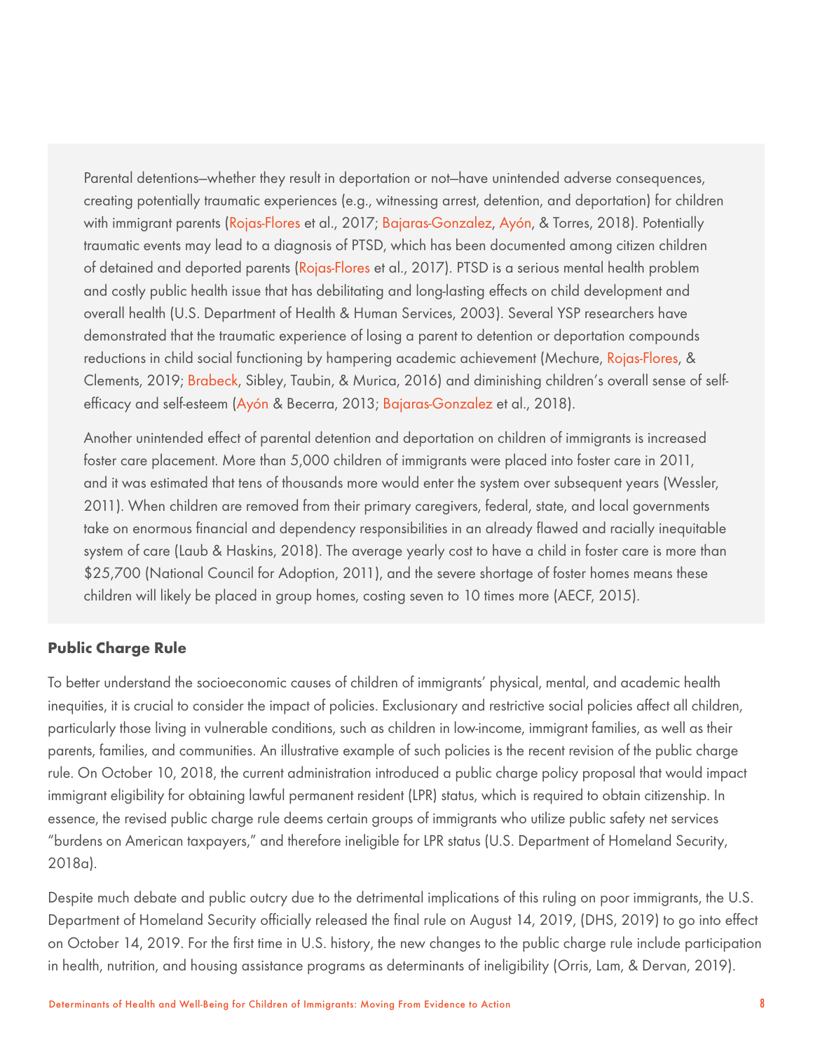Parental detentions—whether they result in deportation or not—have unintended adverse consequences, creating potentially traumatic experiences (e.g., witnessing arrest, detention, and deportation) for children with immigrant parents (Rojas-Flores et al., 2017; Bajaras-Gonzalez, Ayón, & Torres, 2018). Potentially traumatic events may lead to a diagnosis of PTSD, which has been documented among citizen children of detained and deported parents (Rojas-Flores et al., 2017). PTSD is a serious mental health problem and costly public health issue that has debilitating and long-lasting effects on child development and overall health (U.S. Department of Health & Human Services, 2003). Several YSP researchers have demonstrated that the traumatic experience of losing a parent to detention or deportation compounds reductions in child social functioning by hampering academic achievement (Mechure, Rojas-Flores, & Clements, 2019; Brabeck, Sibley, Taubin, & Murica, 2016) and diminishing children's overall sense of self-efficacy and self-esteem (Ayón & Becerra, 2013; Bajaras-Gonzalez et al., 2018).

Another unintended effect of parental detention and deportation on children of immigrants is increased foster care placement. More than 5,000 children of immigrants were placed into foster care in 2011, and it was estimated that tens of thousands more would enter the system over subsequent years (Wessler, 2011). When children are removed from their primary caregivers, federal, state, and local governments take on enormous financial and dependency responsibilities in an already flawed and racially inequitable system of care (Laub & Haskins, 2018). The average yearly cost to have a child in foster care is more than $25,700 (National Council for Adoption, 2011), and the severe shortage of foster homes means these children will likely be placed in group homes, costing seven to 10 times more (AECF, 2015).

### Public Charge Rule

To better understand the socioeconomic causes of children of immigrants' physical, mental, and academic health inequities, it is crucial to consider the impact of policies. Exclusionary and restrictive social policies affect all children, particularly those living in vulnerable conditions, such as children in low-income, immigrant families, as well as their parents, families, and communities. An illustrative example of such policies is the recent revision of the public charge rule. On October 10, 2018, the current administration introduced a public charge policy proposal that would impact immigrant eligibility for obtaining lawful permanent resident (LPR) status, which is required to obtain citizenship. In essence, the revised public charge rule deems certain groups of immigrants who utilize public safety net services "burdens on American taxpayers," and therefore ineligible for LPR status (U.S. Department of Homeland Security, 2018a).

Despite much debate and public outcry due to the detrimental implications of this ruling on poor immigrants, the U.S. Department of Homeland Security officially released the final rule on August 14, 2019, (DHS, 2019) to go into effect on October 14, 2019. For the first time in U.S. history, the new changes to the public charge rule include participation in health, nutrition, and housing assistance programs as determinants of ineligibility (Orris, Lam, & Dervan, 2019).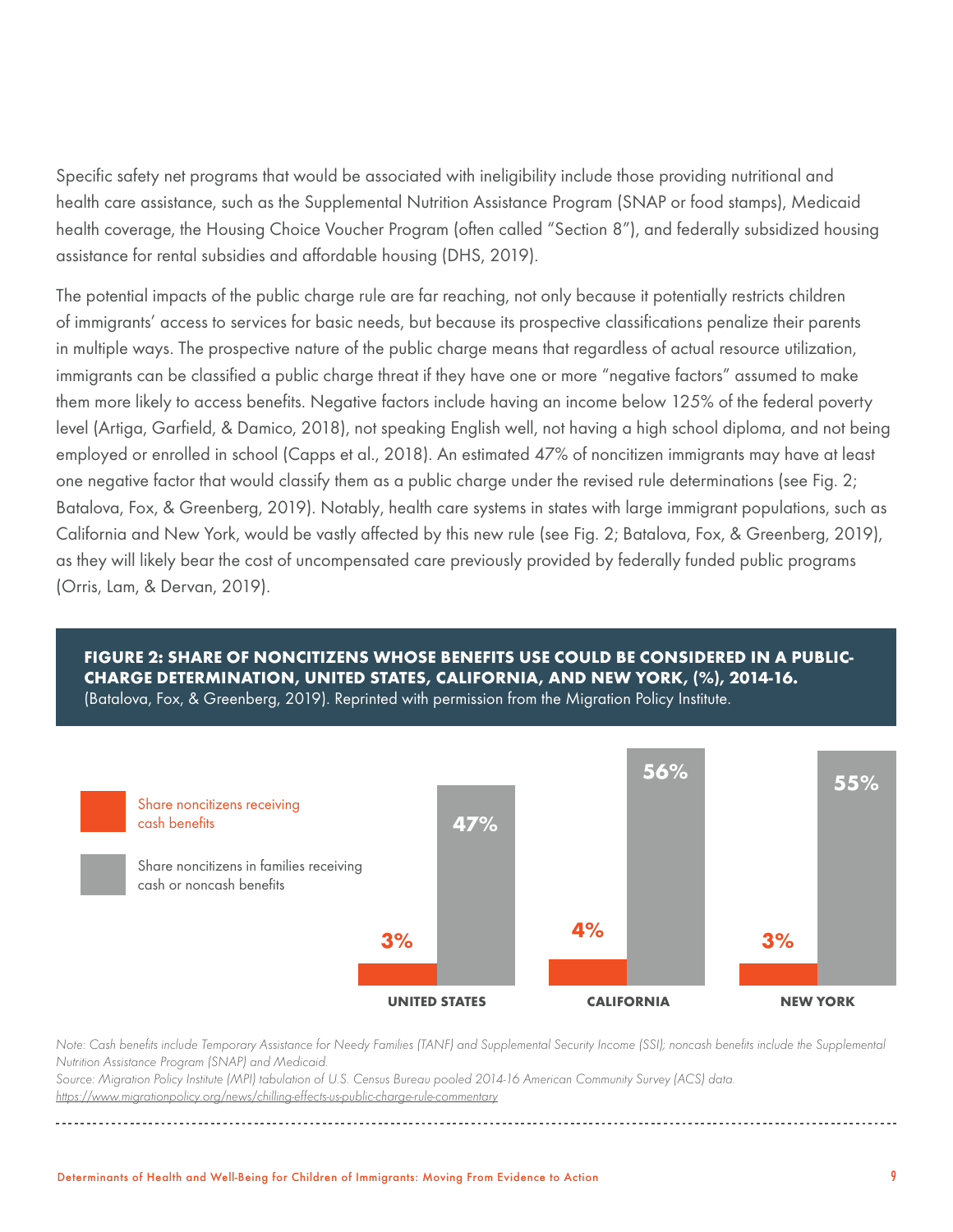Specific safety net programs that would be associated with ineligibility include those providing nutritional and health care assistance, such as the Supplemental Nutrition Assistance Program (SNAP or food stamps), Medicaid health coverage, the Housing Choice Voucher Program (often called "Section 8"), and federally subsidized housing assistance for rental subsidies and affordable housing (DHS, 2019).

The potential impacts of the public charge rule are far reaching, not only because it potentially restricts children of immigrants' access to services for basic needs, but because its prospective classifications penalize their parents in multiple ways. The prospective nature of the public charge means that regardless of actual resource utilization, immigrants can be classified a public charge threat if they have one or more "negative factors" assumed to make them more likely to access benefits. Negative factors include having an income below 125% of the federal poverty level (Artiga, Garfield, & Damico, 2018), not speaking English well, not having a high school diploma, and not being employed or enrolled in school (Capps et al., 2018). An estimated 47% of noncitizen immigrants may have at least one negative factor that would classify them as a public charge under the revised rule determinations (see Fig. 2; Batalova, Fox, & Greenberg, 2019). Notably, health care systems in states with large immigrant populations, such as California and New York, would be vastly affected by this new rule (see Fig. 2; Batalova, Fox, & Greenberg, 2019), as they will likely bear the cost of uncompensated care previously provided by federally funded public programs (Orris, Lam, & Dervan, 2019).

**FIGURE 2: SHARE OF NONCITIZENS WHOSE BENEFITS USE COULD BE CONSIDERED IN A PUBLIC-CHARGE DETERMINATION, UNITED STATES, CALIFORNIA, AND NEW YORK, (%), 2014-16.**
(Batalova, Fox, & Greenberg, 2019). Reprinted with permission from the Migration Policy Institute.

| | Share noncitizens receiving cash benefits | Share noncitizens in families receiving cash or noncash benefits |
|---|---|---|
| UNITED STATES | 3% | 47% |
| CALIFORNIA | 4% | 56% |
| NEW YORK | 3% | 55% |

*Note: Cash benefits include Temporary Assistance for Needy Families (TANF) and Supplemental Security Income (SSI); noncash benefits include the Supplemental Nutrition Assistance Program (SNAP) and Medicaid.*
*Source: Migration Policy Institute (MPI) tabulation of U.S. Census Bureau pooled 2014-16 American Community Survey (ACS) data.*
https://www.migrationpolicy.org/news/chilling-effects-us-public-charge-rule-commentary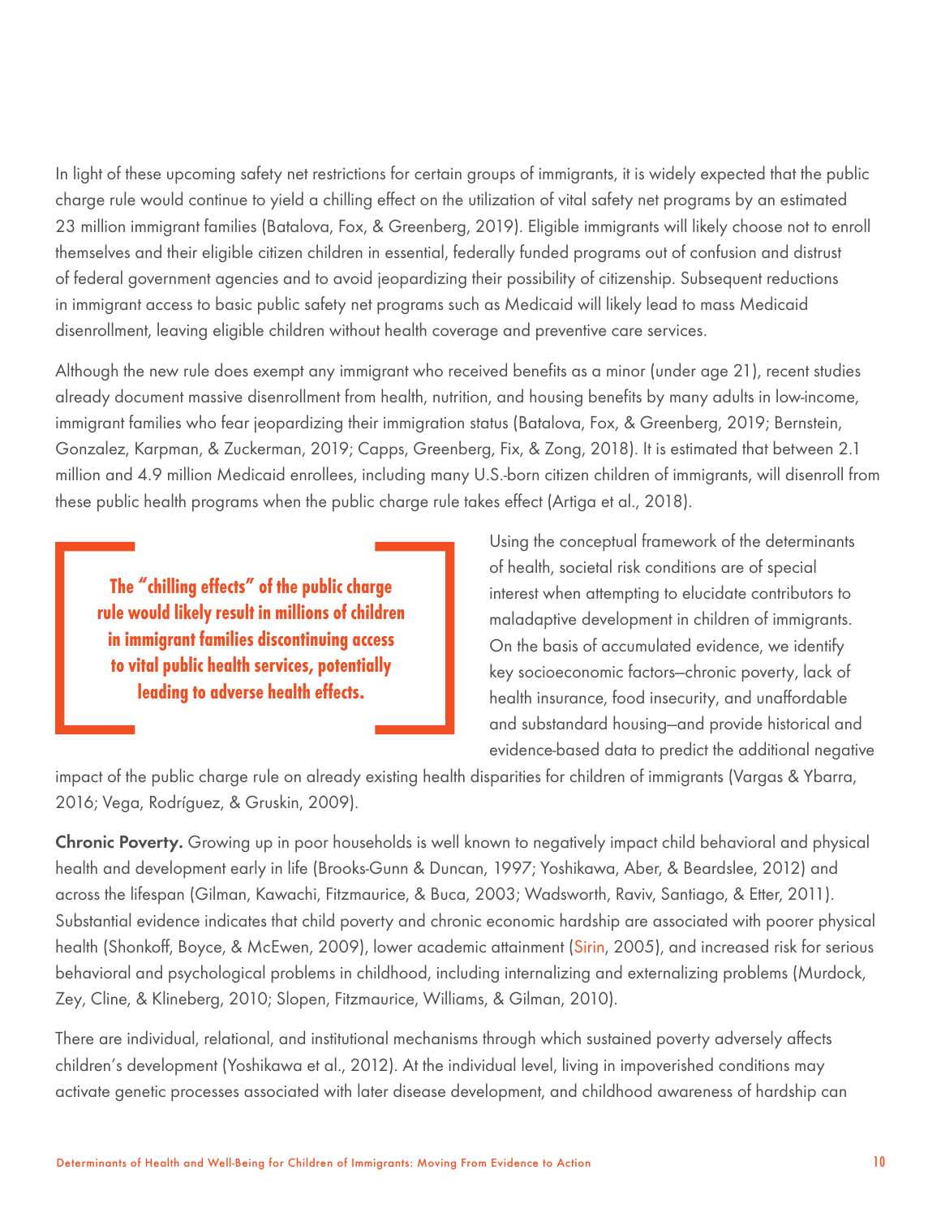In light of these upcoming safety net restrictions for certain groups of immigrants, it is widely expected that the public charge rule would continue to yield a chilling effect on the utilization of vital safety net programs by an estimated 23 million immigrant families (Batalova, Fox, & Greenberg, 2019). Eligible immigrants will likely choose not to enroll themselves and their eligible citizen children in essential, federally funded programs out of confusion and distrust of federal government agencies and to avoid jeopardizing their possibility of citizenship. Subsequent reductions in immigrant access to basic public safety net programs such as Medicaid will likely lead to mass Medicaid disenrollment, leaving eligible children without health coverage and preventive care services.

Although the new rule does exempt any immigrant who received benefits as a minor (under age 21), recent studies already document massive disenrollment from health, nutrition, and housing benefits by many adults in low-income, immigrant families who fear jeopardizing their immigration status (Batalova, Fox, & Greenberg, 2019; Bernstein, Gonzalez, Karpman, & Zuckerman, 2019; Capps, Greenberg, Fix, & Zong, 2018). It is estimated that between 2.1 million and 4.9 million Medicaid enrollees, including many U.S.-born citizen children of immigrants, will disenroll from these public health programs when the public charge rule takes effect (Artiga et al., 2018).

> **The "chilling effects" of the public charge rule would likely result in millions of children in immigrant families discontinuing access to vital public health services, potentially leading to adverse health effects.**

Using the conceptual framework of the determinants of health, societal risk conditions are of special interest when attempting to elucidate contributors to maladaptive development in children of immigrants. On the basis of accumulated evidence, we identify key socioeconomic factors—chronic poverty, lack of health insurance, food insecurity, and unaffordable and substandard housing—and provide historical and evidence-based data to predict the additional negative impact of the public charge rule on already existing health disparities for children of immigrants (Vargas & Ybarra, 2016; Vega, Rodríguez, & Gruskin, 2009).

**Chronic Poverty.** Growing up in poor households is well known to negatively impact child behavioral and physical health and development early in life (Brooks-Gunn & Duncan, 1997; Yoshikawa, Aber, & Beardslee, 2012) and across the lifespan (Gilman, Kawachi, Fitzmaurice, & Buca, 2003; Wadsworth, Raviv, Santiago, & Etter, 2011). Substantial evidence indicates that child poverty and chronic economic hardship are associated with poorer physical health (Shonkoff, Boyce, & McEwen, 2009), lower academic attainment (Sirin, 2005), and increased risk for serious behavioral and psychological problems in childhood, including internalizing and externalizing problems (Murdock, Zey, Cline, & Klineberg, 2010; Slopen, Fitzmaurice, Williams, & Gilman, 2010).

There are individual, relational, and institutional mechanisms through which sustained poverty adversely affects children's development (Yoshikawa et al., 2012). At the individual level, living in impoverished conditions may activate genetic processes associated with later disease development, and childhood awareness of hardship can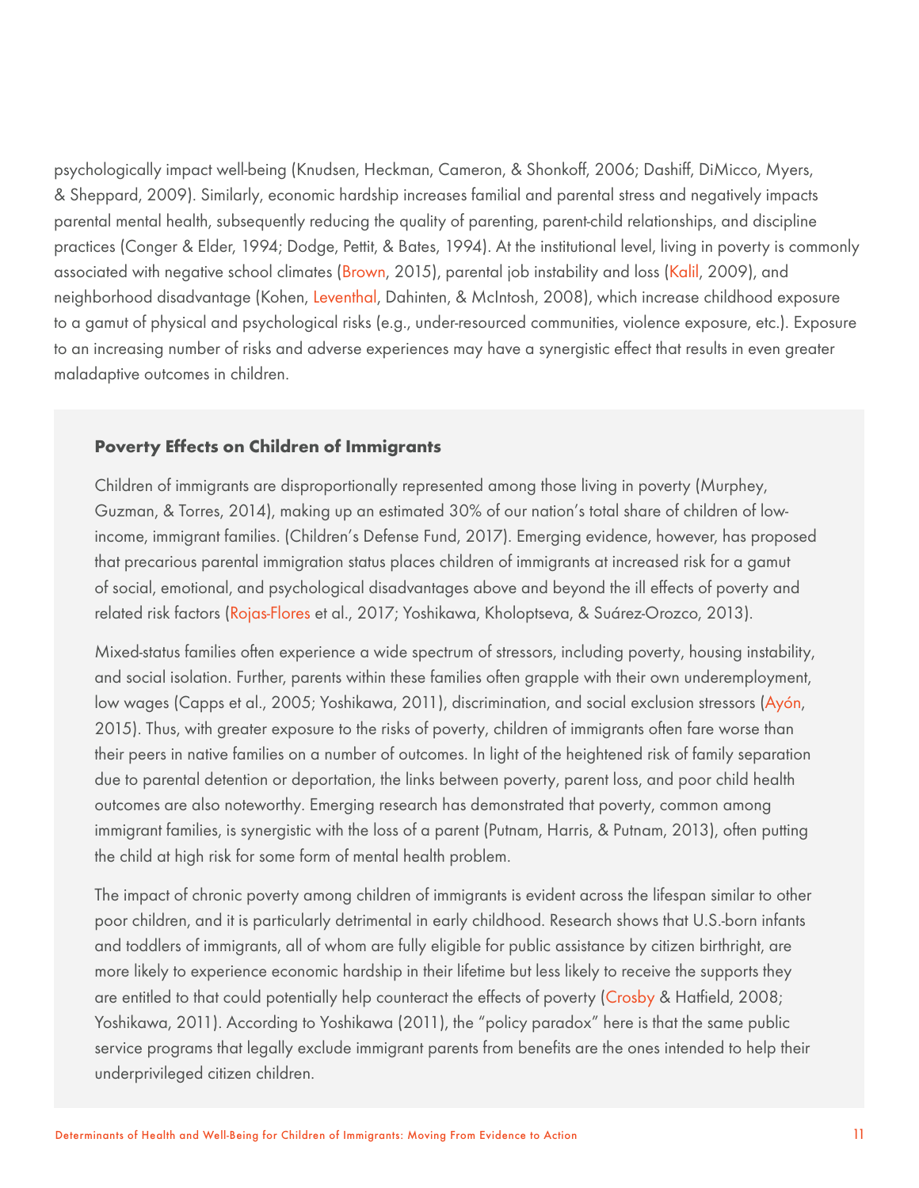psychologically impact well-being (Knudsen, Heckman, Cameron, & Shonkoff, 2006; Dashiff, DiMicco, Myers, & Sheppard, 2009). Similarly, economic hardship increases familial and parental stress and negatively impacts parental mental health, subsequently reducing the quality of parenting, parent-child relationships, and discipline practices (Conger & Elder, 1994; Dodge, Pettit, & Bates, 1994). At the institutional level, living in poverty is commonly associated with negative school climates (Brown, 2015), parental job instability and loss (Kalil, 2009), and neighborhood disadvantage (Kohen, Leventhal, Dahinten, & McIntosh, 2008), which increase childhood exposure to a gamut of physical and psychological risks (e.g., under-resourced communities, violence exposure, etc.). Exposure to an increasing number of risks and adverse experiences may have a synergistic effect that results in even greater maladaptive outcomes in children.

**Poverty Effects on Children of Immigrants**

Children of immigrants are disproportionally represented among those living in poverty (Murphey, Guzman, & Torres, 2014), making up an estimated 30% of our nation's total share of children of low-income, immigrant families. (Children's Defense Fund, 2017). Emerging evidence, however, has proposed that precarious parental immigration status places children of immigrants at increased risk for a gamut of social, emotional, and psychological disadvantages above and beyond the ill effects of poverty and related risk factors (Rojas-Flores et al., 2017; Yoshikawa, Kholoptseva, & Suárez-Orozco, 2013).

Mixed-status families often experience a wide spectrum of stressors, including poverty, housing instability, and social isolation. Further, parents within these families often grapple with their own underemployment, low wages (Capps et al., 2005; Yoshikawa, 2011), discrimination, and social exclusion stressors (Ayón, 2015). Thus, with greater exposure to the risks of poverty, children of immigrants often fare worse than their peers in native families on a number of outcomes. In light of the heightened risk of family separation due to parental detention or deportation, the links between poverty, parent loss, and poor child health outcomes are also noteworthy. Emerging research has demonstrated that poverty, common among immigrant families, is synergistic with the loss of a parent (Putnam, Harris, & Putnam, 2013), often putting the child at high risk for some form of mental health problem.

The impact of chronic poverty among children of immigrants is evident across the lifespan similar to other poor children, and it is particularly detrimental in early childhood. Research shows that U.S.-born infants and toddlers of immigrants, all of whom are fully eligible for public assistance by citizen birthright, are more likely to experience economic hardship in their lifetime but less likely to receive the supports they are entitled to that could potentially help counteract the effects of poverty (Crosby & Hatfield, 2008; Yoshikawa, 2011). According to Yoshikawa (2011), the "policy paradox" here is that the same public service programs that legally exclude immigrant parents from benefits are the ones intended to help their underprivileged citizen children.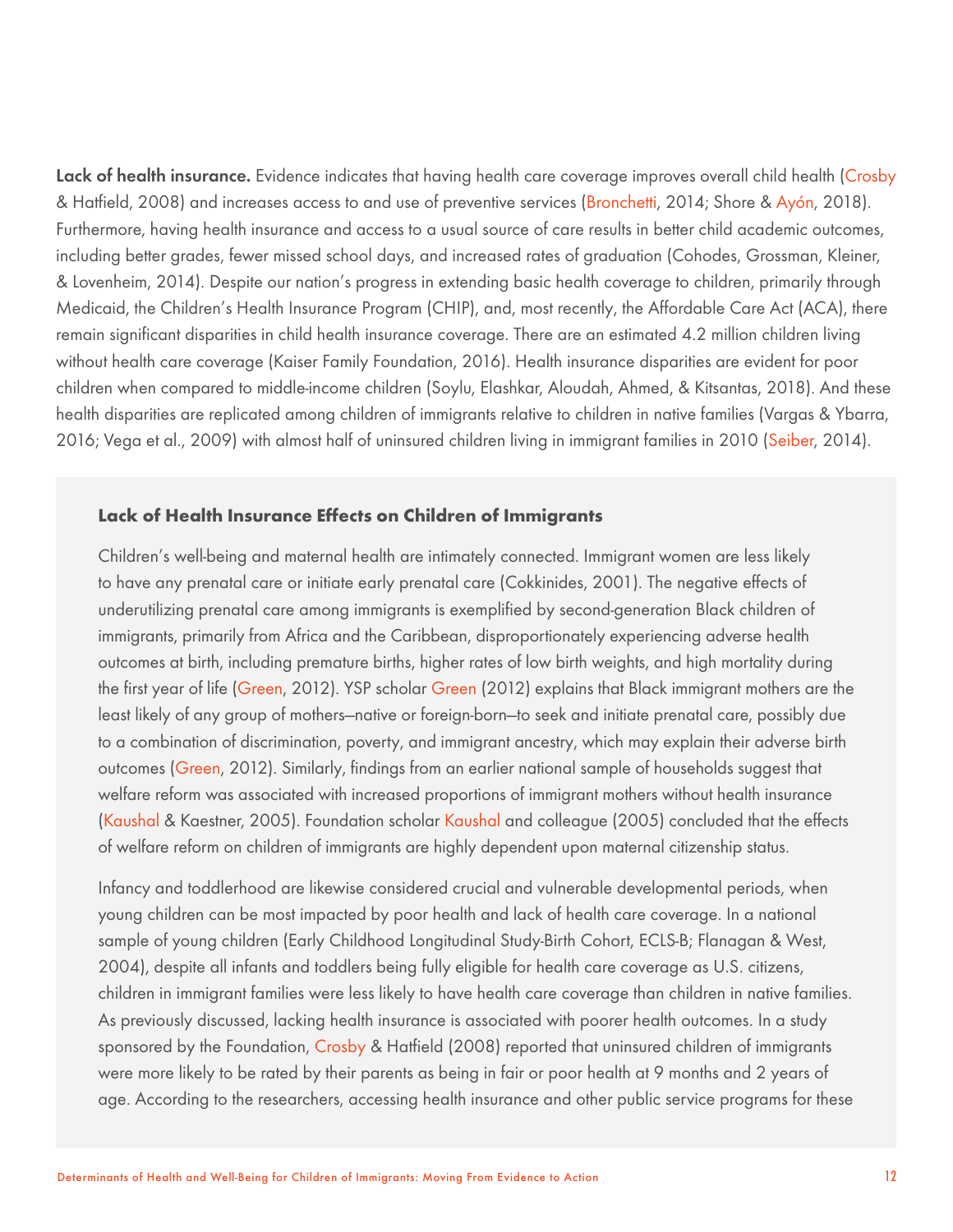**Lack of health insurance.** Evidence indicates that having health care coverage improves overall child health (Crosby & Hatfield, 2008) and increases access to and use of preventive services (Bronchetti, 2014; Shore & Ayón, 2018). Furthermore, having health insurance and access to a usual source of care results in better child academic outcomes, including better grades, fewer missed school days, and increased rates of graduation (Cohodes, Grossman, Kleiner, & Lovenheim, 2014). Despite our nation's progress in extending basic health coverage to children, primarily through Medicaid, the Children's Health Insurance Program (CHIP), and, most recently, the Affordable Care Act (ACA), there remain significant disparities in child health insurance coverage. There are an estimated 4.2 million children living without health care coverage (Kaiser Family Foundation, 2016). Health insurance disparities are evident for poor children when compared to middle-income children (Soylu, Elashkar, Aloudah, Ahmed, & Kitsantas, 2018). And these health disparities are replicated among children of immigrants relative to children in native families (Vargas & Ybarra, 2016; Vega et al., 2009) with almost half of uninsured children living in immigrant families in 2010 (Seiber, 2014).

### Lack of Health Insurance Effects on Children of Immigrants

Children's well-being and maternal health are intimately connected. Immigrant women are less likely to have any prenatal care or initiate early prenatal care (Cokkinides, 2001). The negative effects of underutilizing prenatal care among immigrants is exemplified by second-generation Black children of immigrants, primarily from Africa and the Caribbean, disproportionately experiencing adverse health outcomes at birth, including premature births, higher rates of low birth weights, and high mortality during the first year of life (Green, 2012). YSP scholar Green (2012) explains that Black immigrant mothers are the least likely of any group of mothers—native or foreign-born—to seek and initiate prenatal care, possibly due to a combination of discrimination, poverty, and immigrant ancestry, which may explain their adverse birth outcomes (Green, 2012). Similarly, findings from an earlier national sample of households suggest that welfare reform was associated with increased proportions of immigrant mothers without health insurance (Kaushal & Kaestner, 2005). Foundation scholar Kaushal and colleague (2005) concluded that the effects of welfare reform on children of immigrants are highly dependent upon maternal citizenship status.

Infancy and toddlerhood are likewise considered crucial and vulnerable developmental periods, when young children can be most impacted by poor health and lack of health care coverage. In a national sample of young children (Early Childhood Longitudinal Study-Birth Cohort, ECLS-B; Flanagan & West, 2004), despite all infants and toddlers being fully eligible for health care coverage as U.S. citizens, children in immigrant families were less likely to have health care coverage than children in native families. As previously discussed, lacking health insurance is associated with poorer health outcomes. In a study sponsored by the Foundation, Crosby & Hatfield (2008) reported that uninsured children of immigrants were more likely to be rated by their parents as being in fair or poor health at 9 months and 2 years of age. According to the researchers, accessing health insurance and other public service programs for these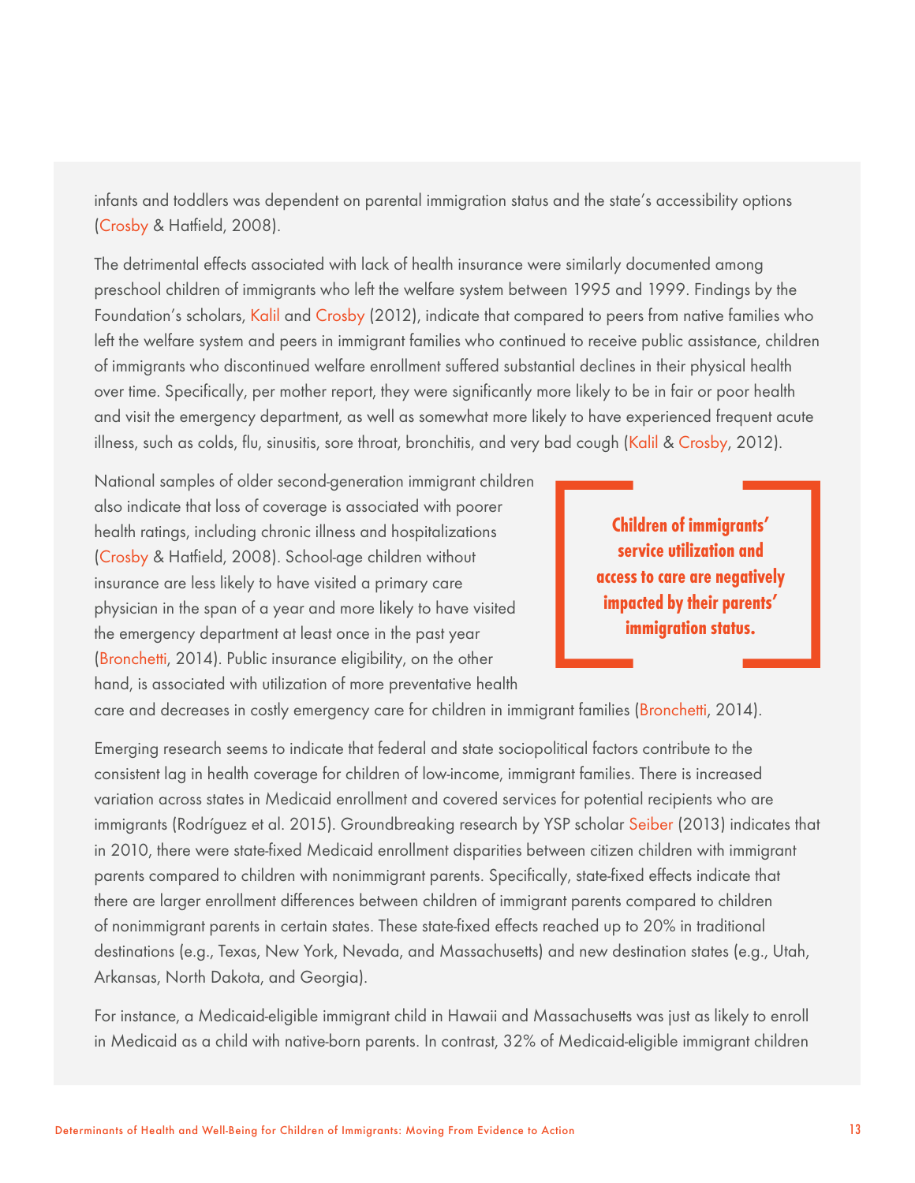infants and toddlers was dependent on parental immigration status and the state's accessibility options (Crosby & Hatfield, 2008).

The detrimental effects associated with lack of health insurance were similarly documented among preschool children of immigrants who left the welfare system between 1995 and 1999. Findings by the Foundation's scholars, Kalil and Crosby (2012), indicate that compared to peers from native families who left the welfare system and peers in immigrant families who continued to receive public assistance, children of immigrants who discontinued welfare enrollment suffered substantial declines in their physical health over time. Specifically, per mother report, they were significantly more likely to be in fair or poor health and visit the emergency department, as well as somewhat more likely to have experienced frequent acute illness, such as colds, flu, sinusitis, sore throat, bronchitis, and very bad cough (Kalil & Crosby, 2012).

National samples of older second-generation immigrant children also indicate that loss of coverage is associated with poorer health ratings, including chronic illness and hospitalizations (Crosby & Hatfield, 2008). School-age children without insurance are less likely to have visited a primary care physician in the span of a year and more likely to have visited the emergency department at least once in the past year (Bronchetti, 2014). Public insurance eligibility, on the other hand, is associated with utilization of more preventative health care and decreases in costly emergency care for children in immigrant families (Bronchetti, 2014).

**Children of immigrants' service utilization and access to care are negatively impacted by their parents' immigration status.**

Emerging research seems to indicate that federal and state sociopolitical factors contribute to the consistent lag in health coverage for children of low-income, immigrant families. There is increased variation across states in Medicaid enrollment and covered services for potential recipients who are immigrants (Rodríguez et al. 2015). Groundbreaking research by YSP scholar Seiber (2013) indicates that in 2010, there were state-fixed Medicaid enrollment disparities between citizen children with immigrant parents compared to children with nonimmigrant parents. Specifically, state-fixed effects indicate that there are larger enrollment differences between children of immigrant parents compared to children of nonimmigrant parents in certain states. These state-fixed effects reached up to 20% in traditional destinations (e.g., Texas, New York, Nevada, and Massachusetts) and new destination states (e.g., Utah, Arkansas, North Dakota, and Georgia).

For instance, a Medicaid-eligible immigrant child in Hawaii and Massachusetts was just as likely to enroll in Medicaid as a child with native-born parents. In contrast, 32% of Medicaid-eligible immigrant children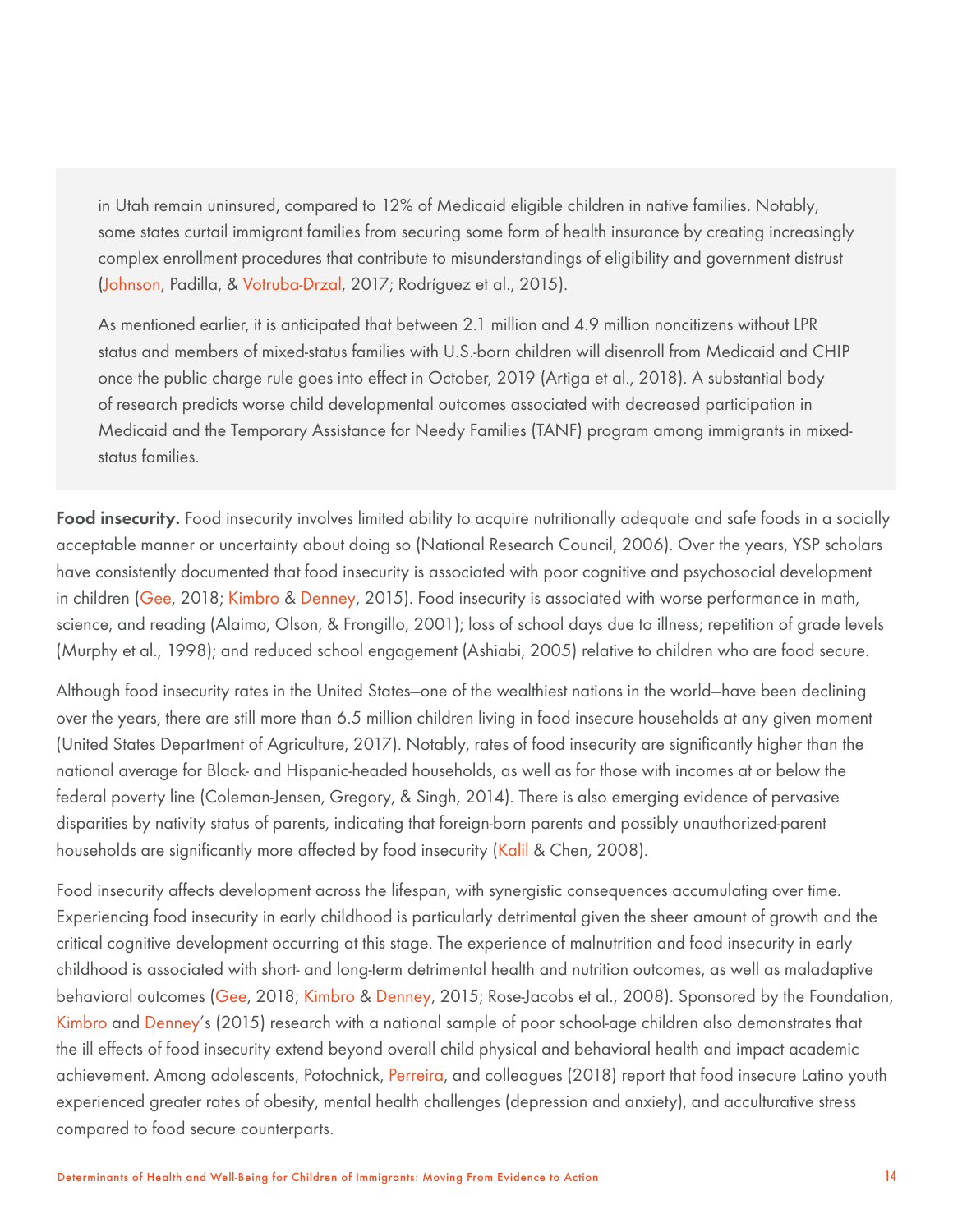in Utah remain uninsured, compared to 12% of Medicaid eligible children in native families. Notably, some states curtail immigrant families from securing some form of health insurance by creating increasingly complex enrollment procedures that contribute to misunderstandings of eligibility and government distrust (Johnson, Padilla, & Votruba-Drzal, 2017; Rodríguez et al., 2015).

As mentioned earlier, it is anticipated that between 2.1 million and 4.9 million noncitizens without LPR status and members of mixed-status families with U.S.-born children will disenroll from Medicaid and CHIP once the public charge rule goes into effect in October, 2019 (Artiga et al., 2018). A substantial body of research predicts worse child developmental outcomes associated with decreased participation in Medicaid and the Temporary Assistance for Needy Families (TANF) program among immigrants in mixed-status families.

**Food insecurity.** Food insecurity involves limited ability to acquire nutritionally adequate and safe foods in a socially acceptable manner or uncertainty about doing so (National Research Council, 2006). Over the years, YSP scholars have consistently documented that food insecurity is associated with poor cognitive and psychosocial development in children (Gee, 2018; Kimbro & Denney, 2015). Food insecurity is associated with worse performance in math, science, and reading (Alaimo, Olson, & Frongillo, 2001); loss of school days due to illness; repetition of grade levels (Murphy et al., 1998); and reduced school engagement (Ashiabi, 2005) relative to children who are food secure.

Although food insecurity rates in the United States—one of the wealthiest nations in the world—have been declining over the years, there are still more than 6.5 million children living in food insecure households at any given moment (United States Department of Agriculture, 2017). Notably, rates of food insecurity are significantly higher than the national average for Black- and Hispanic-headed households, as well as for those with incomes at or below the federal poverty line (Coleman-Jensen, Gregory, & Singh, 2014). There is also emerging evidence of pervasive disparities by nativity status of parents, indicating that foreign-born parents and possibly unauthorized-parent households are significantly more affected by food insecurity (Kalil & Chen, 2008).

Food insecurity affects development across the lifespan, with synergistic consequences accumulating over time. Experiencing food insecurity in early childhood is particularly detrimental given the sheer amount of growth and the critical cognitive development occurring at this stage. The experience of malnutrition and food insecurity in early childhood is associated with short- and long-term detrimental health and nutrition outcomes, as well as maladaptive behavioral outcomes (Gee, 2018; Kimbro & Denney, 2015; Rose-Jacobs et al., 2008). Sponsored by the Foundation, Kimbro and Denney's (2015) research with a national sample of poor school-age children also demonstrates that the ill effects of food insecurity extend beyond overall child physical and behavioral health and impact academic achievement. Among adolescents, Potochnick, Perreira, and colleagues (2018) report that food insecure Latino youth experienced greater rates of obesity, mental health challenges (depression and anxiety), and acculturative stress compared to food secure counterparts.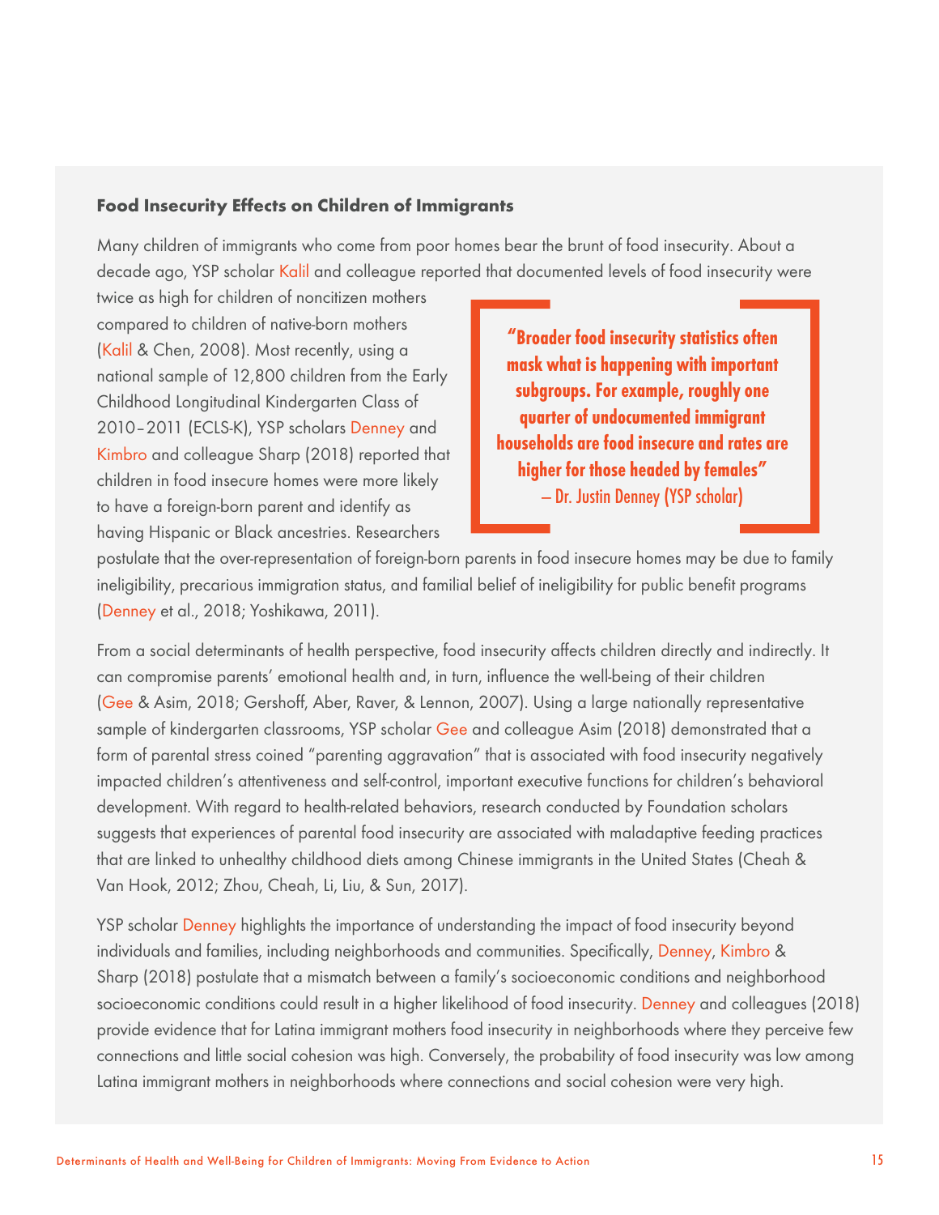### Food Insecurity Effects on Children of Immigrants

Many children of immigrants who come from poor homes bear the brunt of food insecurity. About a decade ago, YSP scholar Kalil and colleague reported that documented levels of food insecurity were twice as high for children of noncitizen mothers compared to children of native-born mothers (Kalil & Chen, 2008). Most recently, using a national sample of 12,800 children from the Early Childhood Longitudinal Kindergarten Class of 2010–2011 (ECLS-K), YSP scholars Denney and Kimbro and colleague Sharp (2018) reported that children in food insecure homes were more likely to have a foreign-born parent and identify as having Hispanic or Black ancestries. Researchers postulate that the over-representation of foreign-born parents in food insecure homes may be due to family ineligibility, precarious immigration status, and familial belief of ineligibility for public benefit programs (Denney et al., 2018; Yoshikawa, 2011).

> **"Broader food insecurity statistics often mask what is happening with important subgroups. For example, roughly one quarter of undocumented immigrant households are food insecure and rates are higher for those headed by females"**
> – Dr. Justin Denney (YSP scholar)

From a social determinants of health perspective, food insecurity affects children directly and indirectly. It can compromise parents' emotional health and, in turn, influence the well-being of their children (Gee & Asim, 2018; Gershoff, Aber, Raver, & Lennon, 2007). Using a large nationally representative sample of kindergarten classrooms, YSP scholar Gee and colleague Asim (2018) demonstrated that a form of parental stress coined "parenting aggravation" that is associated with food insecurity negatively impacted children's attentiveness and self-control, important executive functions for children's behavioral development. With regard to health-related behaviors, research conducted by Foundation scholars suggests that experiences of parental food insecurity are associated with maladaptive feeding practices that are linked to unhealthy childhood diets among Chinese immigrants in the United States (Cheah & Van Hook, 2012; Zhou, Cheah, Li, Liu, & Sun, 2017).

YSP scholar Denney highlights the importance of understanding the impact of food insecurity beyond individuals and families, including neighborhoods and communities. Specifically, Denney, Kimbro & Sharp (2018) postulate that a mismatch between a family's socioeconomic conditions and neighborhood socioeconomic conditions could result in a higher likelihood of food insecurity. Denney and colleagues (2018) provide evidence that for Latina immigrant mothers food insecurity in neighborhoods where they perceive few connections and little social cohesion was high. Conversely, the probability of food insecurity was low among Latina immigrant mothers in neighborhoods where connections and social cohesion were very high.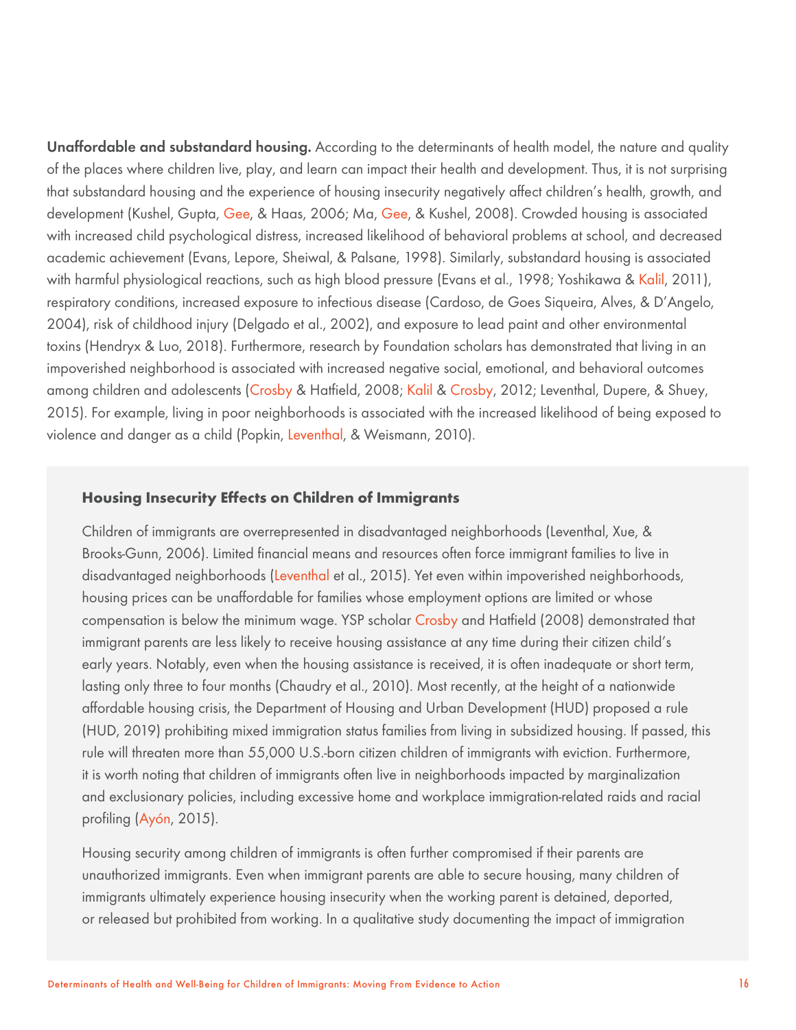**Unaffordable and substandard housing.** According to the determinants of health model, the nature and quality of the places where children live, play, and learn can impact their health and development. Thus, it is not surprising that substandard housing and the experience of housing insecurity negatively affect children's health, growth, and development (Kushel, Gupta, Gee, & Haas, 2006; Ma, Gee, & Kushel, 2008). Crowded housing is associated with increased child psychological distress, increased likelihood of behavioral problems at school, and decreased academic achievement (Evans, Lepore, Sheiwal, & Palsane, 1998). Similarly, substandard housing is associated with harmful physiological reactions, such as high blood pressure (Evans et al., 1998; Yoshikawa & Kalil, 2011), respiratory conditions, increased exposure to infectious disease (Cardoso, de Goes Siqueira, Alves, & D'Angelo, 2004), risk of childhood injury (Delgado et al., 2002), and exposure to lead paint and other environmental toxins (Hendryx & Luo, 2018). Furthermore, research by Foundation scholars has demonstrated that living in an impoverished neighborhood is associated with increased negative social, emotional, and behavioral outcomes among children and adolescents (Crosby & Hatfield, 2008; Kalil & Crosby, 2012; Leventhal, Dupere, & Shuey, 2015). For example, living in poor neighborhoods is associated with the increased likelihood of being exposed to violence and danger as a child (Popkin, Leventhal, & Weismann, 2010).

### Housing Insecurity Effects on Children of Immigrants

Children of immigrants are overrepresented in disadvantaged neighborhoods (Leventhal, Xue, & Brooks-Gunn, 2006). Limited financial means and resources often force immigrant families to live in disadvantaged neighborhoods (Leventhal et al., 2015). Yet even within impoverished neighborhoods, housing prices can be unaffordable for families whose employment options are limited or whose compensation is below the minimum wage. YSP scholar Crosby and Hatfield (2008) demonstrated that immigrant parents are less likely to receive housing assistance at any time during their citizen child's early years. Notably, even when the housing assistance is received, it is often inadequate or short term, lasting only three to four months (Chaudry et al., 2010). Most recently, at the height of a nationwide affordable housing crisis, the Department of Housing and Urban Development (HUD) proposed a rule (HUD, 2019) prohibiting mixed immigration status families from living in subsidized housing. If passed, this rule will threaten more than 55,000 U.S.-born citizen children of immigrants with eviction. Furthermore, it is worth noting that children of immigrants often live in neighborhoods impacted by marginalization and exclusionary policies, including excessive home and workplace immigration-related raids and racial profiling (Ayón, 2015).

Housing security among children of immigrants is often further compromised if their parents are unauthorized immigrants. Even when immigrant parents are able to secure housing, many children of immigrants ultimately experience housing insecurity when the working parent is detained, deported, or released but prohibited from working. In a qualitative study documenting the impact of immigration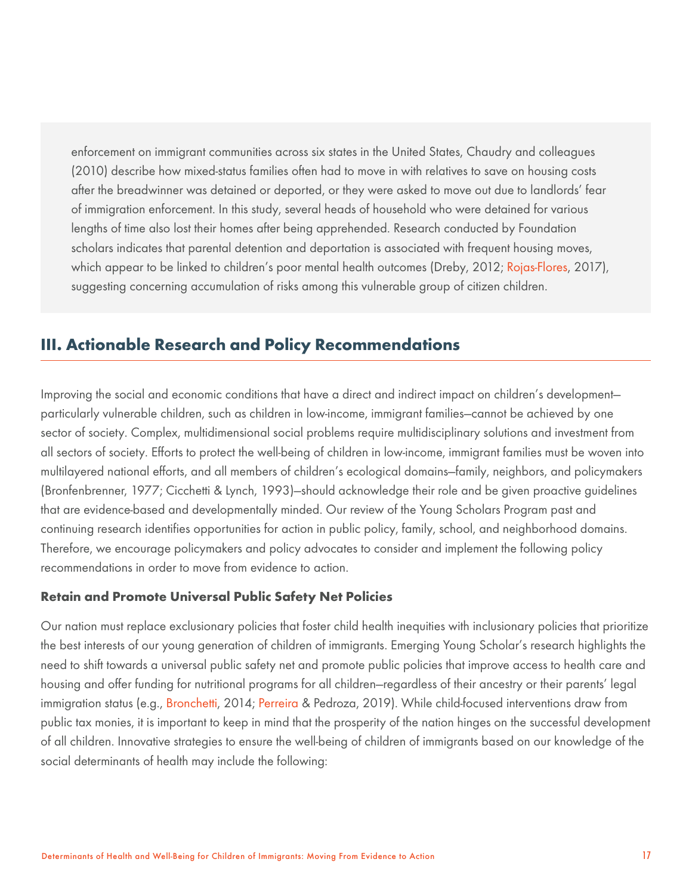enforcement on immigrant communities across six states in the United States, Chaudry and colleagues (2010) describe how mixed-status families often had to move in with relatives to save on housing costs after the breadwinner was detained or deported, or they were asked to move out due to landlords' fear of immigration enforcement. In this study, several heads of household who were detained for various lengths of time also lost their homes after being apprehended. Research conducted by Foundation scholars indicates that parental detention and deportation is associated with frequent housing moves, which appear to be linked to children's poor mental health outcomes (Dreby, 2012; Rojas-Flores, 2017), suggesting concerning accumulation of risks among this vulnerable group of citizen children.

## III. Actionable Research and Policy Recommendations

Improving the social and economic conditions that have a direct and indirect impact on children's development—particularly vulnerable children, such as children in low-income, immigrant families—cannot be achieved by one sector of society. Complex, multidimensional social problems require multidisciplinary solutions and investment from all sectors of society. Efforts to protect the well-being of children in low-income, immigrant families must be woven into multilayered national efforts, and all members of children's ecological domains—family, neighbors, and policymakers (Bronfenbrenner, 1977; Cicchetti & Lynch, 1993)—should acknowledge their role and be given proactive guidelines that are evidence-based and developmentally minded. Our review of the Young Scholars Program past and continuing research identifies opportunities for action in public policy, family, school, and neighborhood domains. Therefore, we encourage policymakers and policy advocates to consider and implement the following policy recommendations in order to move from evidence to action.

### Retain and Promote Universal Public Safety Net Policies

Our nation must replace exclusionary policies that foster child health inequities with inclusionary policies that prioritize the best interests of our young generation of children of immigrants. Emerging Young Scholar's research highlights the need to shift towards a universal public safety net and promote public policies that improve access to health care and housing and offer funding for nutritional programs for all children—regardless of their ancestry or their parents' legal immigration status (e.g., Bronchetti, 2014; Perreira & Pedroza, 2019). While child-focused interventions draw from public tax monies, it is important to keep in mind that the prosperity of the nation hinges on the successful development of all children. Innovative strategies to ensure the well-being of children of immigrants based on our knowledge of the social determinants of health may include the following: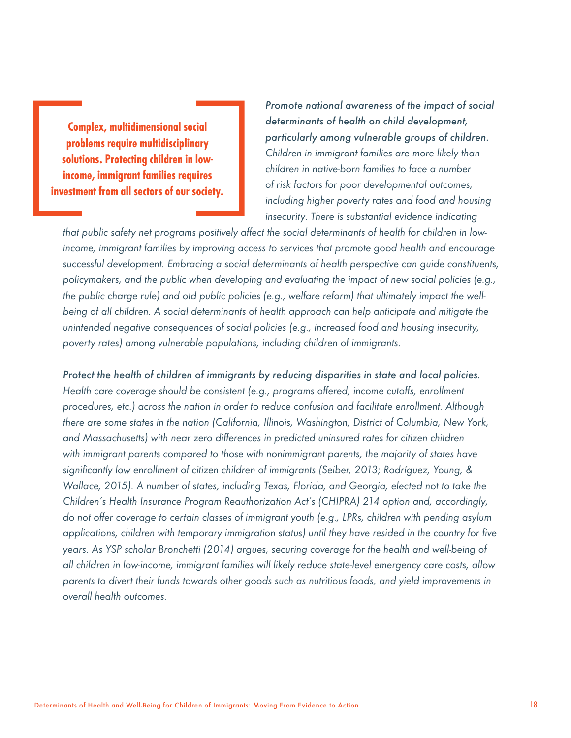**Complex, multidimensional social problems require multidisciplinary solutions. Protecting children in low-income, immigrant families requires investment from all sectors of our society.**

*Promote national awareness of the impact of social determinants of health on child development, particularly among vulnerable groups of children. Children in immigrant families are more likely than children in native-born families to face a number of risk factors for poor developmental outcomes, including higher poverty rates and food and housing insecurity. There is substantial evidence indicating that public safety net programs positively affect the social determinants of health for children in low-income, immigrant families by improving access to services that promote good health and encourage successful development. Embracing a social determinants of health perspective can guide constituents, policymakers, and the public when developing and evaluating the impact of new social policies (e.g., the public charge rule) and old public policies (e.g., welfare reform) that ultimately impact the well-being of all children. A social determinants of health approach can help anticipate and mitigate the unintended negative consequences of social policies (e.g., increased food and housing insecurity, poverty rates) among vulnerable populations, including children of immigrants.*

*Protect the health of children of immigrants by reducing disparities in state and local policies. Health care coverage should be consistent (e.g., programs offered, income cutoffs, enrollment procedures, etc.) across the nation in order to reduce confusion and facilitate enrollment. Although there are some states in the nation (California, Illinois, Washington, District of Columbia, New York, and Massachusetts) with near zero differences in predicted uninsured rates for citizen children with immigrant parents compared to those with nonimmigrant parents, the majority of states have significantly low enrollment of citizen children of immigrants (Seiber, 2013; Rodríguez, Young, & Wallace, 2015). A number of states, including Texas, Florida, and Georgia, elected not to take the Children's Health Insurance Program Reauthorization Act's (CHIPRA) 214 option and, accordingly, do not offer coverage to certain classes of immigrant youth (e.g., LPRs, children with pending asylum applications, children with temporary immigration status) until they have resided in the country for five years. As YSP scholar Bronchetti (2014) argues, securing coverage for the health and well-being of all children in low-income, immigrant families will likely reduce state-level emergency care costs, allow parents to divert their funds towards other goods such as nutritious foods, and yield improvements in overall health outcomes.*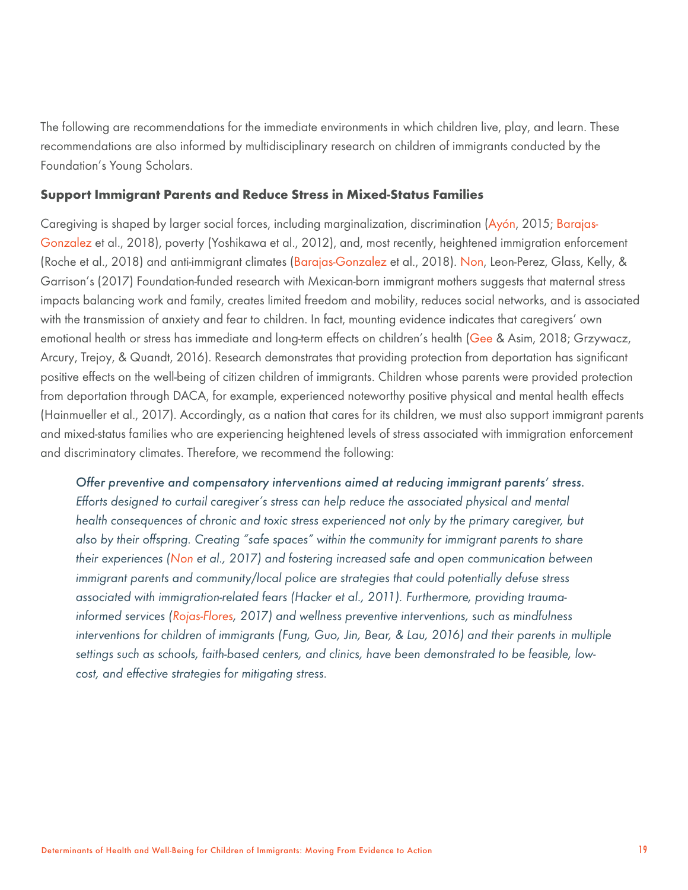The following are recommendations for the immediate environments in which children live, play, and learn. These recommendations are also informed by multidisciplinary research on children of immigrants conducted by the Foundation's Young Scholars.

### Support Immigrant Parents and Reduce Stress in Mixed-Status Families

Caregiving is shaped by larger social forces, including marginalization, discrimination (Ayón, 2015; Barajas-Gonzalez et al., 2018), poverty (Yoshikawa et al., 2012), and, most recently, heightened immigration enforcement (Roche et al., 2018) and anti-immigrant climates (Barajas-Gonzalez et al., 2018). Non, Leon-Perez, Glass, Kelly, & Garrison's (2017) Foundation-funded research with Mexican-born immigrant mothers suggests that maternal stress impacts balancing work and family, creates limited freedom and mobility, reduces social networks, and is associated with the transmission of anxiety and fear to children. In fact, mounting evidence indicates that caregivers' own emotional health or stress has immediate and long-term effects on children's health (Gee & Asim, 2018; Grzywacz, Arcury, Trejoy, & Quandt, 2016). Research demonstrates that providing protection from deportation has significant positive effects on the well-being of citizen children of immigrants. Children whose parents were provided protection from deportation through DACA, for example, experienced noteworthy positive physical and mental health effects (Hainmueller et al., 2017). Accordingly, as a nation that cares for its children, we must also support immigrant parents and mixed-status families who are experiencing heightened levels of stress associated with immigration enforcement and discriminatory climates. Therefore, we recommend the following:

> *Offer preventive and compensatory interventions aimed at reducing immigrant parents' stress. Efforts designed to curtail caregiver's stress can help reduce the associated physical and mental health consequences of chronic and toxic stress experienced not only by the primary caregiver, but also by their offspring. Creating "safe spaces" within the community for immigrant parents to share their experiences (Non et al., 2017) and fostering increased safe and open communication between immigrant parents and community/local police are strategies that could potentially defuse stress associated with immigration-related fears (Hacker et al., 2011). Furthermore, providing trauma-informed services (Rojas-Flores, 2017) and wellness preventive interventions, such as mindfulness interventions for children of immigrants (Fung, Guo, Jin, Bear, & Lau, 2016) and their parents in multiple settings such as schools, faith-based centers, and clinics, have been demonstrated to be feasible, low-cost, and effective strategies for mitigating stress.*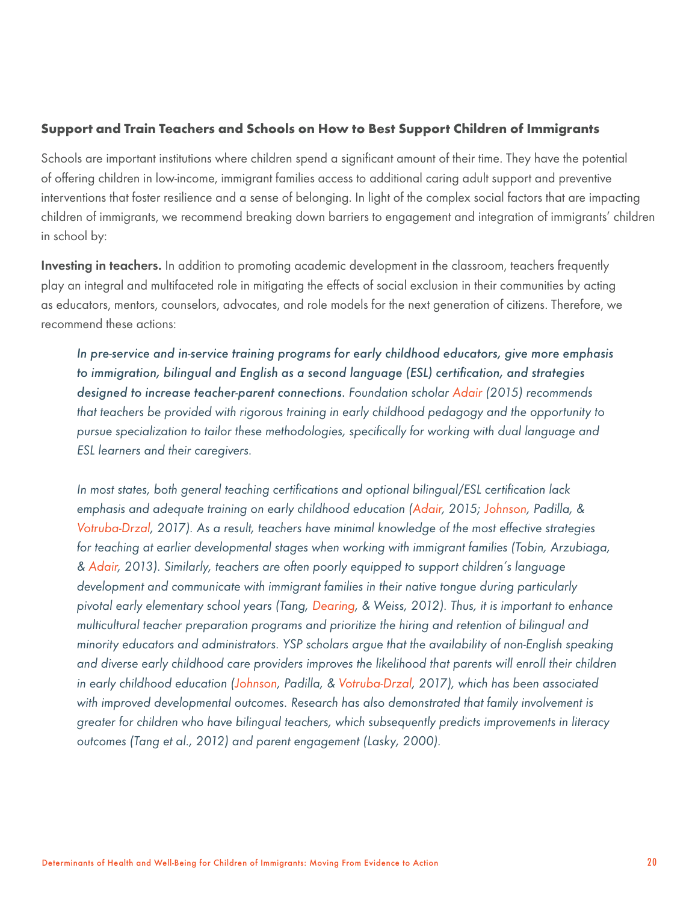### Support and Train Teachers and Schools on How to Best Support Children of Immigrants

Schools are important institutions where children spend a significant amount of their time. They have the potential of offering children in low-income, immigrant families access to additional caring adult support and preventive interventions that foster resilience and a sense of belonging. In light of the complex social factors that are impacting children of immigrants, we recommend breaking down barriers to engagement and integration of immigrants' children in school by:

**Investing in teachers.** In addition to promoting academic development in the classroom, teachers frequently play an integral and multifaceted role in mitigating the effects of social exclusion in their communities by acting as educators, mentors, counselors, advocates, and role models for the next generation of citizens. Therefore, we recommend these actions:

> *In pre-service and in-service training programs for early childhood educators, give more emphasis to immigration, bilingual and English as a second language (ESL) certification, and strategies designed to increase teacher-parent connections. Foundation scholar Adair (2015) recommends that teachers be provided with rigorous training in early childhood pedagogy and the opportunity to pursue specialization to tailor these methodologies, specifically for working with dual language and ESL learners and their caregivers.*
>
> *In most states, both general teaching certifications and optional bilingual/ESL certification lack emphasis and adequate training on early childhood education (Adair, 2015; Johnson, Padilla, & Votruba-Drzal, 2017). As a result, teachers have minimal knowledge of the most effective strategies for teaching at earlier developmental stages when working with immigrant families (Tobin, Arzubiaga, & Adair, 2013). Similarly, teachers are often poorly equipped to support children's language development and communicate with immigrant families in their native tongue during particularly pivotal early elementary school years (Tang, Dearing, & Weiss, 2012). Thus, it is important to enhance multicultural teacher preparation programs and prioritize the hiring and retention of bilingual and minority educators and administrators. YSP scholars argue that the availability of non-English speaking and diverse early childhood care providers improves the likelihood that parents will enroll their children in early childhood education (Johnson, Padilla, & Votruba-Drzal, 2017), which has been associated with improved developmental outcomes. Research has also demonstrated that family involvement is greater for children who have bilingual teachers, which subsequently predicts improvements in literacy outcomes (Tang et al., 2012) and parent engagement (Lasky, 2000).*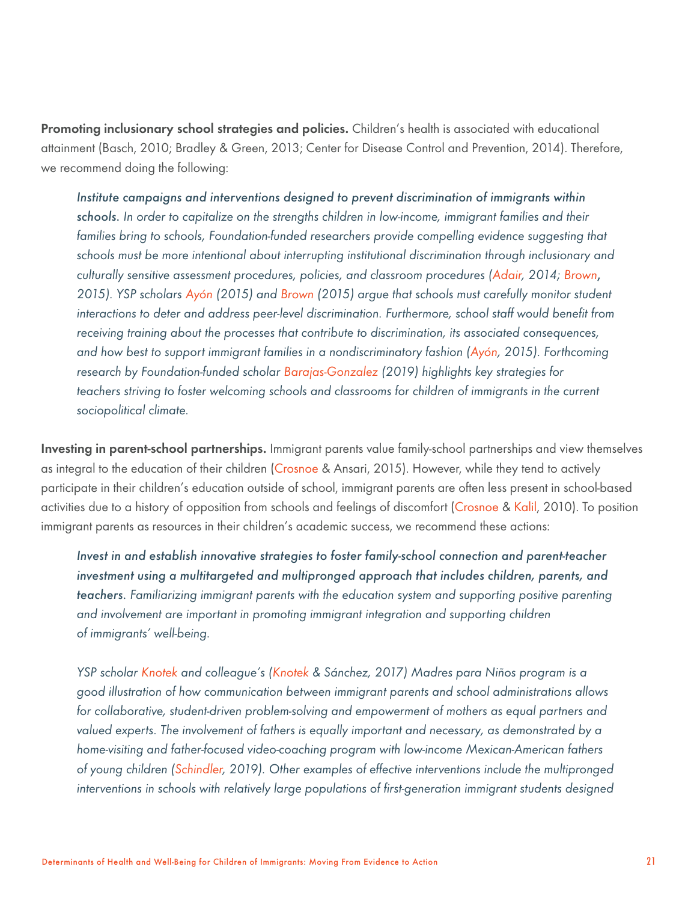**Promoting inclusionary school strategies and policies.** Children's health is associated with educational attainment (Basch, 2010; Bradley & Green, 2013; Center for Disease Control and Prevention, 2014). Therefore, we recommend doing the following:

> *Institute campaigns and interventions designed to prevent discrimination of immigrants within schools. In order to capitalize on the strengths children in low-income, immigrant families and their families bring to schools, Foundation-funded researchers provide compelling evidence suggesting that schools must be more intentional about interrupting institutional discrimination through inclusionary and culturally sensitive assessment procedures, policies, and classroom procedures (Adair, 2014; Brown, 2015). YSP scholars Ayón (2015) and Brown (2015) argue that schools must carefully monitor student interactions to deter and address peer-level discrimination. Furthermore, school staff would benefit from receiving training about the processes that contribute to discrimination, its associated consequences, and how best to support immigrant families in a nondiscriminatory fashion (Ayón, 2015). Forthcoming research by Foundation-funded scholar Barajas-Gonzalez (2019) highlights key strategies for teachers striving to foster welcoming schools and classrooms for children of immigrants in the current sociopolitical climate.*

**Investing in parent-school partnerships.** Immigrant parents value family-school partnerships and view themselves as integral to the education of their children (Crosnoe & Ansari, 2015). However, while they tend to actively participate in their children's education outside of school, immigrant parents are often less present in school-based activities due to a history of opposition from schools and feelings of discomfort (Crosnoe & Kalil, 2010). To position immigrant parents as resources in their children's academic success, we recommend these actions:

> *Invest in and establish innovative strategies to foster family-school connection and parent-teacher investment using a multitargeted and multipronged approach that includes children, parents, and teachers. Familiarizing immigrant parents with the education system and supporting positive parenting and involvement are important in promoting immigrant integration and supporting children of immigrants' well-being.*
>
> *YSP scholar Knotek and colleague's (Knotek & Sánchez, 2017) Madres para Niños program is a good illustration of how communication between immigrant parents and school administrations allows for collaborative, student-driven problem-solving and empowerment of mothers as equal partners and valued experts. The involvement of fathers is equally important and necessary, as demonstrated by a home-visiting and father-focused video-coaching program with low-income Mexican-American fathers of young children (Schindler, 2019). Other examples of effective interventions include the multipronged interventions in schools with relatively large populations of first-generation immigrant students designed*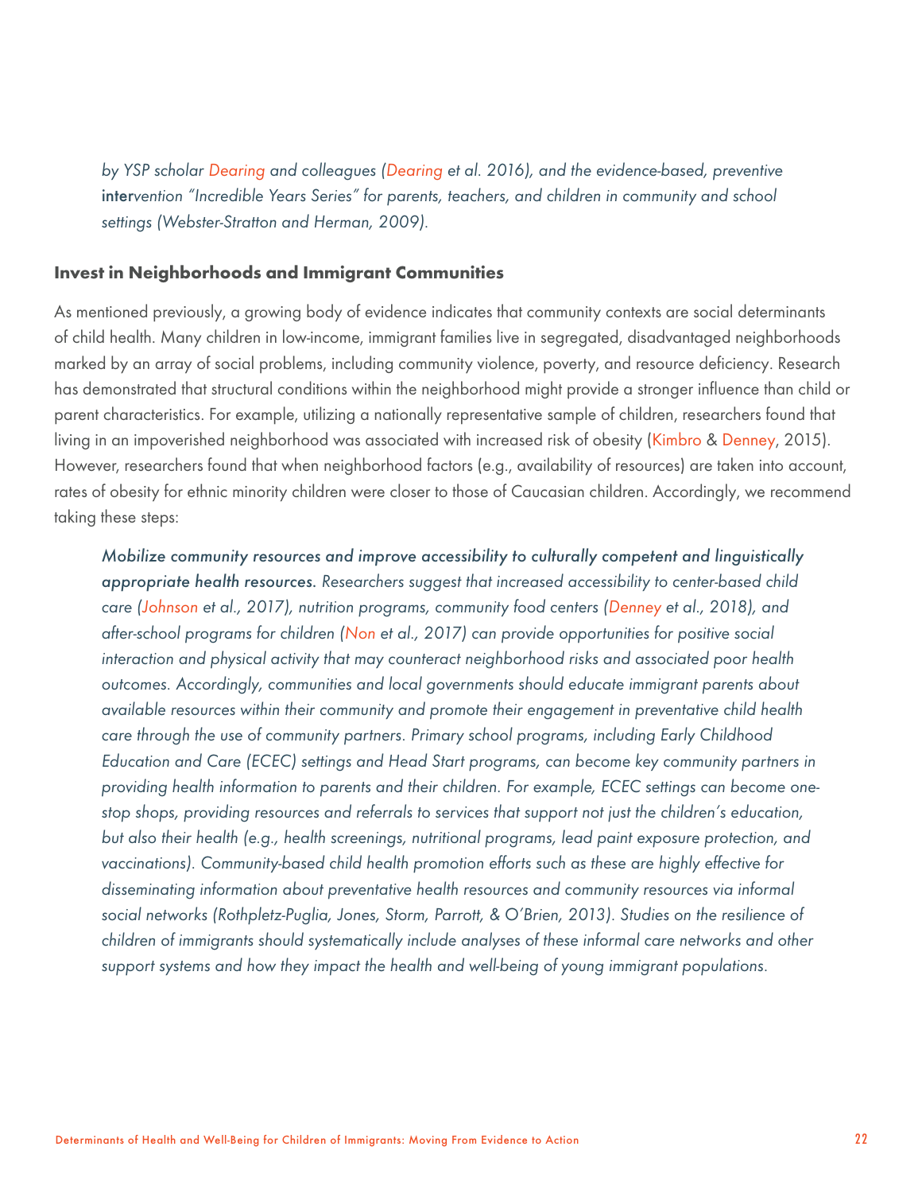*by YSP scholar Dearing and colleagues (Dearing et al. 2016), and the evidence-based, preventive intervention "Incredible Years Series" for parents, teachers, and children in community and school settings (Webster-Stratton and Herman, 2009).*

**Invest in Neighborhoods and Immigrant Communities**

As mentioned previously, a growing body of evidence indicates that community contexts are social determinants of child health. Many children in low-income, immigrant families live in segregated, disadvantaged neighborhoods marked by an array of social problems, including community violence, poverty, and resource deficiency. Research has demonstrated that structural conditions within the neighborhood might provide a stronger influence than child or parent characteristics. For example, utilizing a nationally representative sample of children, researchers found that living in an impoverished neighborhood was associated with increased risk of obesity (Kimbro & Denney, 2015). However, researchers found that when neighborhood factors (e.g., availability of resources) are taken into account, rates of obesity for ethnic minority children were closer to those of Caucasian children. Accordingly, we recommend taking these steps:

*Mobilize community resources and improve accessibility to culturally competent and linguistically appropriate health resources. Researchers suggest that increased accessibility to center-based child care (Johnson et al., 2017), nutrition programs, community food centers (Denney et al., 2018), and after-school programs for children (Non et al., 2017) can provide opportunities for positive social interaction and physical activity that may counteract neighborhood risks and associated poor health outcomes. Accordingly, communities and local governments should educate immigrant parents about available resources within their community and promote their engagement in preventative child health care through the use of community partners. Primary school programs, including Early Childhood Education and Care (ECEC) settings and Head Start programs, can become key community partners in providing health information to parents and their children. For example, ECEC settings can become one-stop shops, providing resources and referrals to services that support not just the children's education, but also their health (e.g., health screenings, nutritional programs, lead paint exposure protection, and vaccinations). Community-based child health promotion efforts such as these are highly effective for disseminating information about preventative health resources and community resources via informal social networks (Rothpletz-Puglia, Jones, Storm, Parrott, & O'Brien, 2013). Studies on the resilience of children of immigrants should systematically include analyses of these informal care networks and other support systems and how they impact the health and well-being of young immigrant populations.*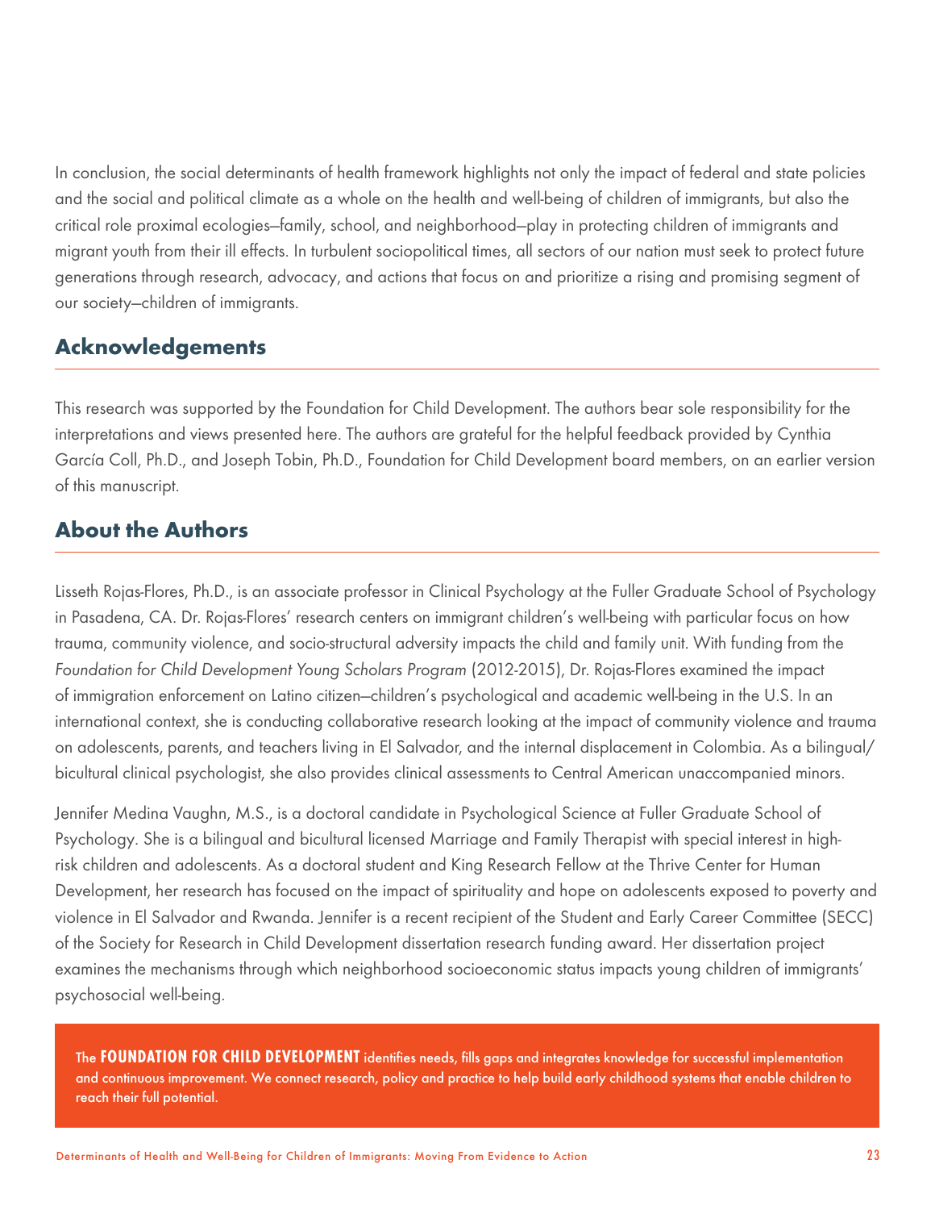In conclusion, the social determinants of health framework highlights not only the impact of federal and state policies and the social and political climate as a whole on the health and well-being of children of immigrants, but also the critical role proximal ecologies—family, school, and neighborhood—play in protecting children of immigrants and migrant youth from their ill effects. In turbulent sociopolitical times, all sectors of our nation must seek to protect future generations through research, advocacy, and actions that focus on and prioritize a rising and promising segment of our society—children of immigrants.

## Acknowledgements

This research was supported by the Foundation for Child Development. The authors bear sole responsibility for the interpretations and views presented here. The authors are grateful for the helpful feedback provided by Cynthia García Coll, Ph.D., and Joseph Tobin, Ph.D., Foundation for Child Development board members, on an earlier version of this manuscript.

## About the Authors

Lisseth Rojas-Flores, Ph.D., is an associate professor in Clinical Psychology at the Fuller Graduate School of Psychology in Pasadena, CA. Dr. Rojas-Flores' research centers on immigrant children's well-being with particular focus on how trauma, community violence, and socio-structural adversity impacts the child and family unit. With funding from the *Foundation for Child Development Young Scholars Program* (2012-2015), Dr. Rojas-Flores examined the impact of immigration enforcement on Latino citizen–children's psychological and academic well-being in the U.S. In an international context, she is conducting collaborative research looking at the impact of community violence and trauma on adolescents, parents, and teachers living in El Salvador, and the internal displacement in Colombia. As a bilingual/bicultural clinical psychologist, she also provides clinical assessments to Central American unaccompanied minors.

Jennifer Medina Vaughn, M.S., is a doctoral candidate in Psychological Science at Fuller Graduate School of Psychology. She is a bilingual and bicultural licensed Marriage and Family Therapist with special interest in high-risk children and adolescents. As a doctoral student and King Research Fellow at the Thrive Center for Human Development, her research has focused on the impact of spirituality and hope on adolescents exposed to poverty and violence in El Salvador and Rwanda. Jennifer is a recent recipient of the Student and Early Career Committee (SECC) of the Society for Research in Child Development dissertation research funding award. Her dissertation project examines the mechanisms through which neighborhood socioeconomic status impacts young children of immigrants' psychosocial well-being.

The **FOUNDATION FOR CHILD DEVELOPMENT** identifies needs, fills gaps and integrates knowledge for successful implementation and continuous improvement. We connect research, policy and practice to help build early childhood systems that enable children to reach their full potential.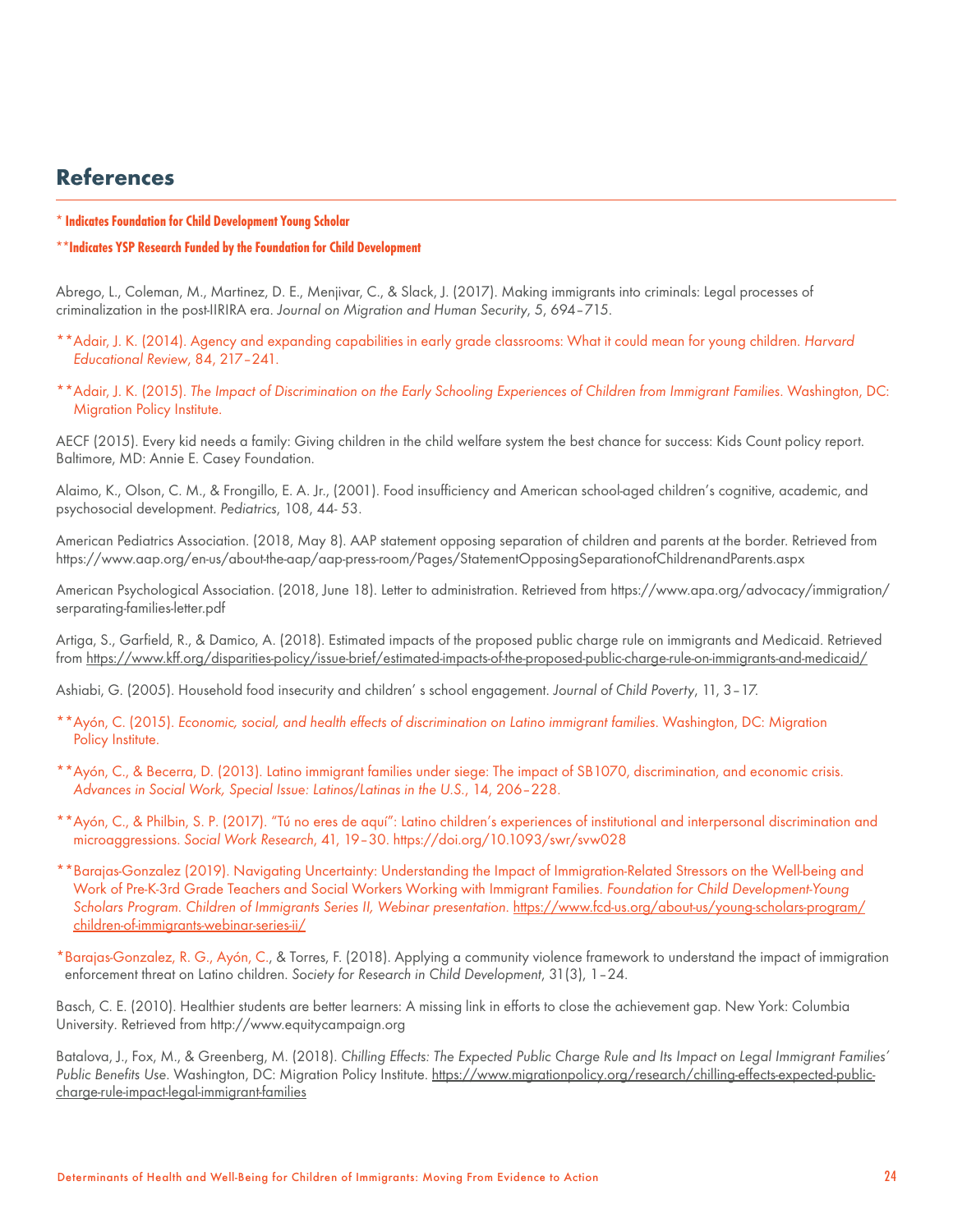## References

**\* Indicates Foundation for Child Development Young Scholar**

**\*\*Indicates YSP Research Funded by the Foundation for Child Development**

Abrego, L., Coleman, M., Martinez, D. E., Menjivar, C., & Slack, J. (2017). Making immigrants into criminals: Legal processes of criminalization in the post-IIRIRA era. *Journal on Migration and Human Security*, *5*, 694–715.

**Adair, J. K. (2014). Agency and expanding capabilities in early grade classrooms: What it could mean for young children. *Harvard Educational Review*, 84, 217–241.

**Adair, J. K. (2015). *The Impact of Discrimination on the Early Schooling Experiences of Children from Immigrant Families.* Washington, DC: Migration Policy Institute.

AECF (2015). Every kid needs a family: Giving children in the child welfare system the best chance for success: Kids Count policy report. Baltimore, MD: Annie E. Casey Foundation.

Alaimo, K., Olson, C. M., & Frongillo, E. A. Jr., (2001). Food insufficiency and American school-aged children's cognitive, academic, and psychosocial development. *Pediatrics*, 108, 44- 53.

American Pediatrics Association. (2018, May 8). AAP statement opposing separation of children and parents at the border. Retrieved from https://www.aap.org/en-us/about-the-aap/aap-press-room/Pages/StatementOpposingSeparationofChildrenandParents.aspx

American Psychological Association. (2018, June 18). Letter to administration. Retrieved from https://www.apa.org/advocacy/immigration/serparating-families-letter.pdf

Artiga, S., Garfield, R., & Damico, A. (2018). Estimated impacts of the proposed public charge rule on immigrants and Medicaid. Retrieved from https://www.kff.org/disparities-policy/issue-brief/estimated-impacts-of-the-proposed-public-charge-rule-on-immigrants-and-medicaid/

Ashiabi, G. (2005). Household food insecurity and children' s school engagement. *Journal of Child Poverty*, 11, 3–17.

**Ayón, C. (2015). *Economic, social, and health effects of discrimination on Latino immigrant families.* Washington, DC: Migration Policy Institute.

**Ayón, C., & Becerra, D. (2013). Latino immigrant families under siege: The impact of SB1070, discrimination, and economic crisis. *Advances in Social Work, Special Issue: Latinos/Latinas in the U.S.*, 14, 206–228.

**Ayón, C., & Philbin, S. P. (2017). "Tú no eres de aquí": Latino children's experiences of institutional and interpersonal discrimination and microaggressions. *Social Work Research*, 41, 19–30. https://doi.org/10.1093/swr/svw028

**Barajas-Gonzalez (2019). Navigating Uncertainty: Understanding the Impact of Immigration-Related Stressors on the Well-being and Work of Pre-K-3rd Grade Teachers and Social Workers Working with Immigrant Families. *Foundation for Child Development-Young Scholars Program. Children of Immigrants Series II, Webinar presentation.* https://www.fcd-us.org/about-us/young-scholars-program/children-of-immigrants-webinar-series-ii/

*Barajas-Gonzalez, R. G., Ayón, C., & Torres, F. (2018). Applying a community violence framework to understand the impact of immigration enforcement threat on Latino children. *Society for Research in Child Development*, 31(3), 1–24.

Basch, C. E. (2010). Healthier students are better learners: A missing link in efforts to close the achievement gap. New York: Columbia University. Retrieved from http://www.equitycampaign.org

Batalova, J., Fox, M., & Greenberg, M. (2018). *Chilling Effects: The Expected Public Charge Rule and Its Impact on Legal Immigrant Families' Public Benefits Use*. Washington, DC: Migration Policy Institute. https://www.migrationpolicy.org/research/chilling-effects-expected-public-charge-rule-impact-legal-immigrant-families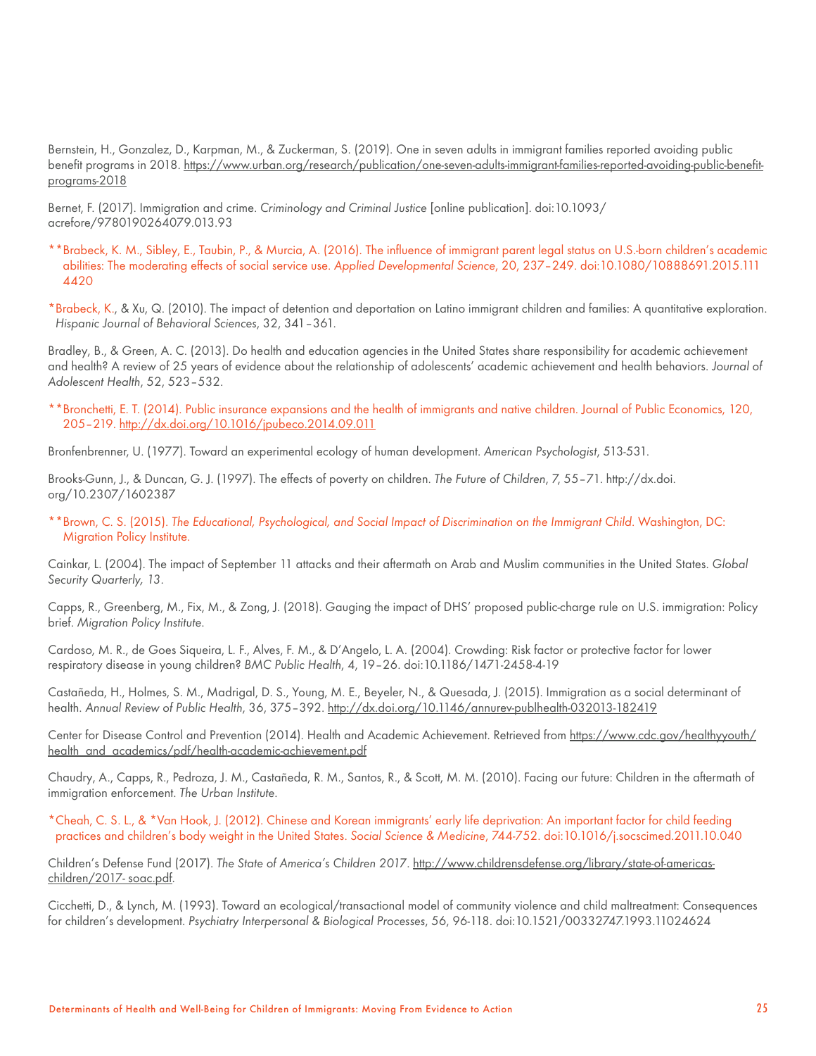Bernstein, H., Gonzalez, D., Karpman, M., & Zuckerman, S. (2019). One in seven adults in immigrant families reported avoiding public benefit programs in 2018. https://www.urban.org/research/publication/one-seven-adults-immigrant-families-reported-avoiding-public-benefit-programs-2018

Bernet, F. (2017). Immigration and crime. *Criminology and Criminal Justice* [online publication]. doi:10.1093/acrefore/9780190264079.013.93

**Brabeck, K. M., Sibley, E., Taubin, P., & Murcia, A. (2016). The influence of immigrant parent legal status on U.S.-born children's academic abilities: The moderating effects of social service use. *Applied Developmental Science*, 20, 237–249. doi:10.1080/10888691.2015.1114420

*Brabeck, K., & Xu, Q. (2010). The impact of detention and deportation on Latino immigrant children and families: A quantitative exploration. *Hispanic Journal of Behavioral Sciences*, 32, 341–361.

Bradley, B., & Green, A. C. (2013). Do health and education agencies in the United States share responsibility for academic achievement and health? A review of 25 years of evidence about the relationship of adolescents' academic achievement and health behaviors. *Journal of Adolescent Health*, 52, 523–532.

**Bronchetti, E. T. (2014). Public insurance expansions and the health of immigrants and native children. Journal of Public Economics, 120, 205–219. http://dx.doi.org/10.1016/jpubeco.2014.09.011

Bronfenbrenner, U. (1977). Toward an experimental ecology of human development. *American Psychologist*, 513-531.

Brooks-Gunn, J., & Duncan, G. J. (1997). The effects of poverty on children. *The Future of Children*, 7, 55–71. http://dx.doi.org/10.2307/1602387

**Brown, C. S. (2015). *The Educational, Psychological, and Social Impact of Discrimination on the Immigrant Child*. Washington, DC: Migration Policy Institute.

Cainkar, L. (2004). The impact of September 11 attacks and their aftermath on Arab and Muslim communities in the United States. *Global Security Quarterly, 13*.

Capps, R., Greenberg, M., Fix, M., & Zong, J. (2018). Gauging the impact of DHS' proposed public-charge rule on U.S. immigration: Policy brief. *Migration Policy Institute*.

Cardoso, M. R., de Goes Siqueira, L. F., Alves, F. M., & D'Angelo, L. A. (2004). Crowding: Risk factor or protective factor for lower respiratory disease in young children? *BMC Public Health*, 4, 19–26. doi:10.1186/1471-2458-4-19

Castañeda, H., Holmes, S. M., Madrigal, D. S., Young, M. E., Beyeler, N., & Quesada, J. (2015). Immigration as a social determinant of health. *Annual Review of Public Health*, 36, 375–392. http://dx.doi.org/10.1146/annurev-publhealth-032013-182419

Center for Disease Control and Prevention (2014). Health and Academic Achievement. Retrieved from https://www.cdc.gov/healthyyouth/health_and_academics/pdf/health-academic-achievement.pdf

Chaudry, A., Capps, R., Pedroza, J. M., Castañeda, R. M., Santos, R., & Scott, M. M. (2010). Facing our future: Children in the aftermath of immigration enforcement. *The Urban Institute*.

*Cheah, C. S. L., & *Van Hook, J. (2012). Chinese and Korean immigrants' early life deprivation: An important factor for child feeding practices and children's body weight in the United States. *Social Science & Medicine*, 744-752. doi:10.1016/j.socscimed.2011.10.040

Children's Defense Fund (2017). *The State of America's Children 2017*. http://www.childrensdefense.org/library/state-of-americas-children/2017- soac.pdf.

Cicchetti, D., & Lynch, M. (1993). Toward an ecological/transactional model of community violence and child maltreatment: Consequences for children's development. *Psychiatry Interpersonal & Biological Processes*, 56, 96-118. doi:10.1521/00332747.1993.11024624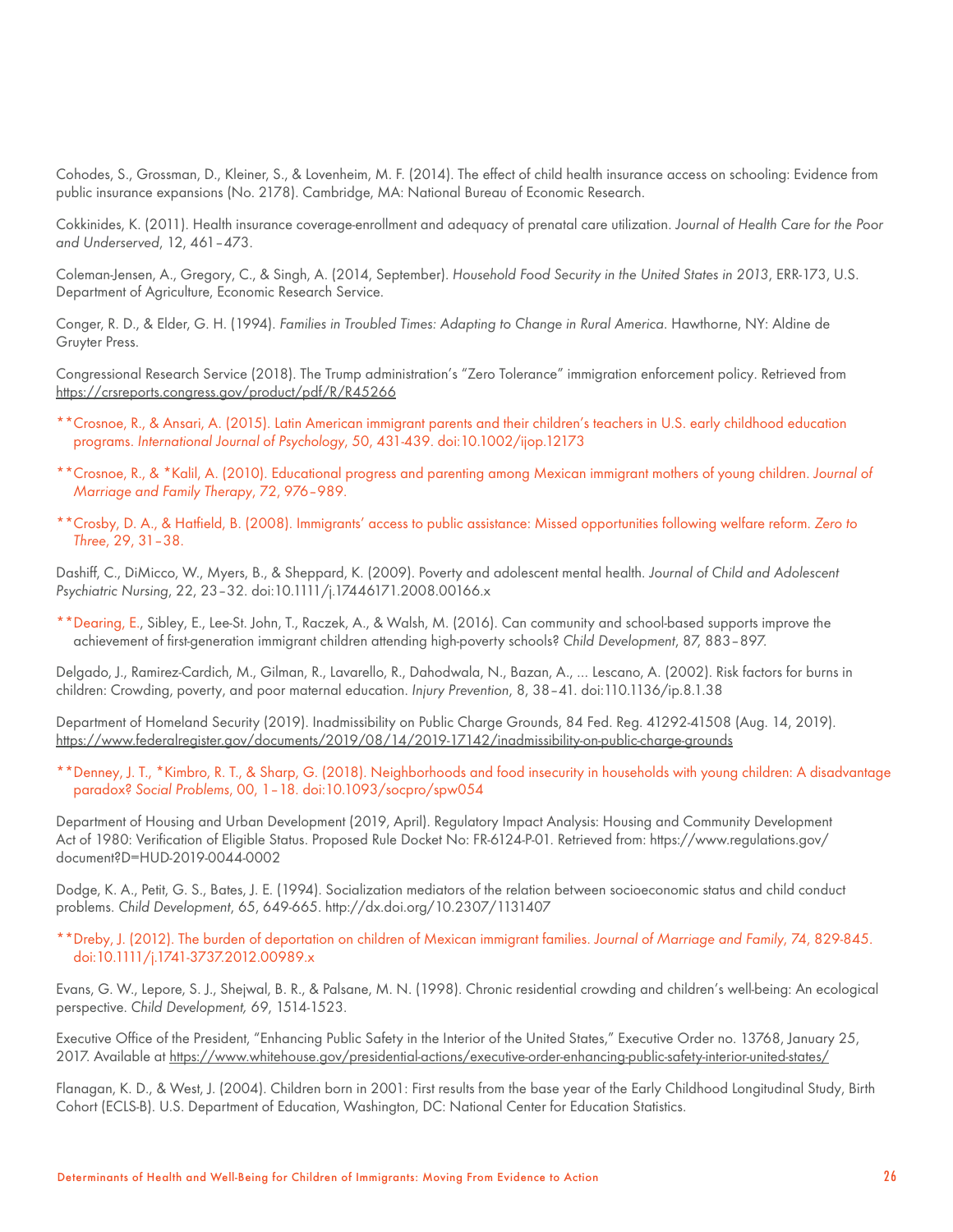Cohodes, S., Grossman, D., Kleiner, S., & Lovenheim, M. F. (2014). The effect of child health insurance access on schooling: Evidence from public insurance expansions (No. 2178). Cambridge, MA: National Bureau of Economic Research.

Cokkinides, K. (2011). Health insurance coverage-enrollment and adequacy of prenatal care utilization. *Journal of Health Care for the Poor and Underserved*, 12, 461–473.

Coleman-Jensen, A., Gregory, C., & Singh, A. (2014, September). *Household Food Security in the United States in 2013*, ERR-173, U.S. Department of Agriculture, Economic Research Service.

Conger, R. D., & Elder, G. H. (1994). *Families in Troubled Times: Adapting to Change in Rural America*. Hawthorne, NY: Aldine de Gruyter Press.

Congressional Research Service (2018). The Trump administration's "Zero Tolerance" immigration enforcement policy. Retrieved from https://crsreports.congress.gov/product/pdf/R/R45266

**Crosnoe, R., & Ansari, A. (2015). Latin American immigrant parents and their children's teachers in U.S. early childhood education programs. *International Journal of Psychology*, 50, 431-439. doi:10.1002/ijop.12173

**Crosnoe, R., & *Kalil, A. (2010). Educational progress and parenting among Mexican immigrant mothers of young children. *Journal of Marriage and Family Therapy*, 72, 976–989.

**Crosby, D. A., & Hatfield, B. (2008). Immigrants' access to public assistance: Missed opportunities following welfare reform. *Zero to Three*, 29, 31–38.

Dashiff, C., DiMicco, W., Myers, B., & Sheppard, K. (2009). Poverty and adolescent mental health. *Journal of Child and Adolescent Psychiatric Nursing*, 22, 23–32. doi:10.1111/j.17446171.2008.00166.x

**Dearing, E., Sibley, E., Lee-St. John, T., Raczek, A., & Walsh, M. (2016). Can community and school-based supports improve the achievement of first-generation immigrant children attending high-poverty schools? *Child Development*, 87, 883–897.

Delgado, J., Ramirez-Cardich, M., Gilman, R., Lavarello, R., Dahodwala, N., Bazan, A., ... Lescano, A. (2002). Risk factors for burns in children: Crowding, poverty, and poor maternal education. *Injury Prevention*, 8, 38–41. doi:110.1136/ip.8.1.38

Department of Homeland Security (2019). Inadmissibility on Public Charge Grounds, 84 Fed. Reg. 41292-41508 (Aug. 14, 2019). https://www.federalregister.gov/documents/2019/08/14/2019-17142/inadmissibility-on-public-charge-grounds

**Denney, J. T., *Kimbro, R. T., & Sharp, G. (2018). Neighborhoods and food insecurity in households with young children: A disadvantage paradox? *Social Problems*, 00, 1–18. doi:10.1093/socpro/spw054

Department of Housing and Urban Development (2019, April). Regulatory Impact Analysis: Housing and Community Development Act of 1980: Verification of Eligible Status. Proposed Rule Docket No: FR-6124-P-01. Retrieved from: https://www.regulations.gov/document?D=HUD-2019-0044-0002

Dodge, K. A., Petit, G. S., Bates, J. E. (1994). Socialization mediators of the relation between socioeconomic status and child conduct problems. *Child Development*, 65, 649-665. http://dx.doi.org/10.2307/1131407

**Dreby, J. (2012). The burden of deportation on children of Mexican immigrant families. *Journal of Marriage and Family*, 74, 829-845. doi:10.1111/j.1741-3737.2012.00989.x

Evans, G. W., Lepore, S. J., Shejwal, B. R., & Palsane, M. N. (1998). Chronic residential crowding and children's well-being: An ecological perspective. *Child Development*, 69, 1514-1523.

Executive Office of the President, "Enhancing Public Safety in the Interior of the United States," Executive Order no. 13768, January 25, 2017. Available at https://www.whitehouse.gov/presidential-actions/executive-order-enhancing-public-safety-interior-united-states/

Flanagan, K. D., & West, J. (2004). Children born in 2001: First results from the base year of the Early Childhood Longitudinal Study, Birth Cohort (ECLS-B). U.S. Department of Education, Washington, DC: National Center for Education Statistics.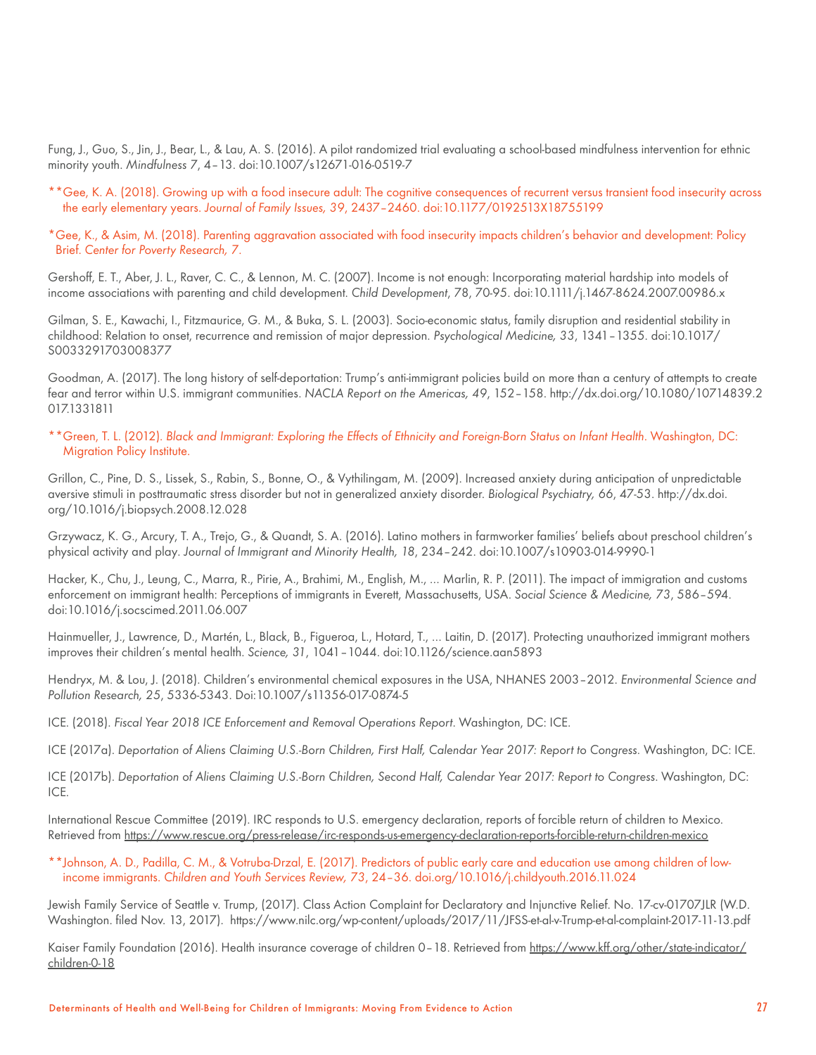Fung, J., Guo, S., Jin, J., Bear, L., & Lau, A. S. (2016). A pilot randomized trial evaluating a school-based mindfulness intervention for ethnic minority youth. *Mindfulness 7*, 4–13. doi:10.1007/s12671-016-0519-7

**Gee, K. A. (2018). Growing up with a food insecure adult: The cognitive consequences of recurrent versus transient food insecurity across the early elementary years. *Journal of Family Issues, 39*, 2437–2460. doi:10.1177/0192513X18755199

*Gee, K., & Asim, M. (2018). Parenting aggravation associated with food insecurity impacts children's behavior and development: Policy Brief. *Center for Poverty Research, 7*.

Gershoff, E. T., Aber, J. L., Raver, C. C., & Lennon, M. C. (2007). Income is not enough: Incorporating material hardship into models of income associations with parenting and child development. *Child Development*, *78*, 70-95. doi:10.1111/j.1467-8624.2007.00986.x

Gilman, S. E., Kawachi, I., Fitzmaurice, G. M., & Buka, S. L. (2003). Socio-economic status, family disruption and residential stability in childhood: Relation to onset, recurrence and remission of major depression. *Psychological Medicine, 33*, 1341–1355. doi:10.1017/S0033291703008377

Goodman, A. (2017). The long history of self-deportation: Trump's anti-immigrant policies build on more than a century of attempts to create fear and terror within U.S. immigrant communities. *NACLA Report on the Americas, 49*, 152–158. http://dx.doi.org/10.1080/10714839.2017.1331811

**Green, T. L. (2012). *Black and Immigrant: Exploring the Effects of Ethnicity and Foreign-Born Status on Infant Health*. Washington, DC: Migration Policy Institute.

Grillon, C., Pine, D. S., Lissek, S., Rabin, S., Bonne, O., & Vythilingam, M. (2009). Increased anxiety during anticipation of unpredictable aversive stimuli in posttraumatic stress disorder but not in generalized anxiety disorder. *Biological Psychiatry, 66*, 47-53. http://dx.doi.org/10.1016/j.biopsych.2008.12.028

Grzywacz, K. G., Arcury, T. A., Trejo, G., & Quandt, S. A. (2016). Latino mothers in farmworker families' beliefs about preschool children's physical activity and play. *Journal of Immigrant and Minority Health, 18*, 234–242. doi:10.1007/s10903-014-9990-1

Hacker, K., Chu, J., Leung, C., Marra, R., Pirie, A., Brahimi, M., English, M., ... Marlin, R. P. (2011). The impact of immigration and customs enforcement on immigrant health: Perceptions of immigrants in Everett, Massachusetts, USA. *Social Science & Medicine, 73*, 586–594. doi:10.1016/j.socscimed.2011.06.007

Hainmueller, J., Lawrence, D., Martén, L., Black, B., Figueroa, L., Hotard, T., ... Laitin, D. (2017). Protecting unauthorized immigrant mothers improves their children's mental health. *Science, 31*, 1041–1044. doi:10.1126/science.aan5893

Hendryx, M. & Lou, J. (2018). Children's environmental chemical exposures in the USA, NHANES 2003–2012. *Environmental Science and Pollution Research, 25*, 5336-5343. Doi:10.1007/s11356-017-0874-5

ICE. (2018). *Fiscal Year 2018 ICE Enforcement and Removal Operations Report*. Washington, DC: ICE.

ICE (2017a). *Deportation of Aliens Claiming U.S.-Born Children, First Half, Calendar Year 2017: Report to Congress*. Washington, DC: ICE.

ICE (2017b). *Deportation of Aliens Claiming U.S.-Born Children, Second Half, Calendar Year 2017: Report to Congress*. Washington, DC: ICE.

International Rescue Committee (2019). IRC responds to U.S. emergency declaration, reports of forcible return of children to Mexico. Retrieved from https://www.rescue.org/press-release/irc-responds-us-emergency-declaration-reports-forcible-return-children-mexico

**Johnson, A. D., Padilla, C. M., & Votruba-Drzal, E. (2017). Predictors of public early care and education use among children of low-income immigrants. *Children and Youth Services Review, 73*, 24–36. doi.org/10.1016/j.childyouth.2016.11.024

Jewish Family Service of Seattle v. Trump, (2017). Class Action Complaint for Declaratory and Injunctive Relief. No. 17-cv-01707JLR (W.D. Washington. filed Nov. 13, 2017). https://www.nilc.org/wp-content/uploads/2017/11/JFSS-et-al-v-Trump-et-al-complaint-2017-11-13.pdf

Kaiser Family Foundation (2016). Health insurance coverage of children 0–18. Retrieved from https://www.kff.org/other/state-indicator/children-0-18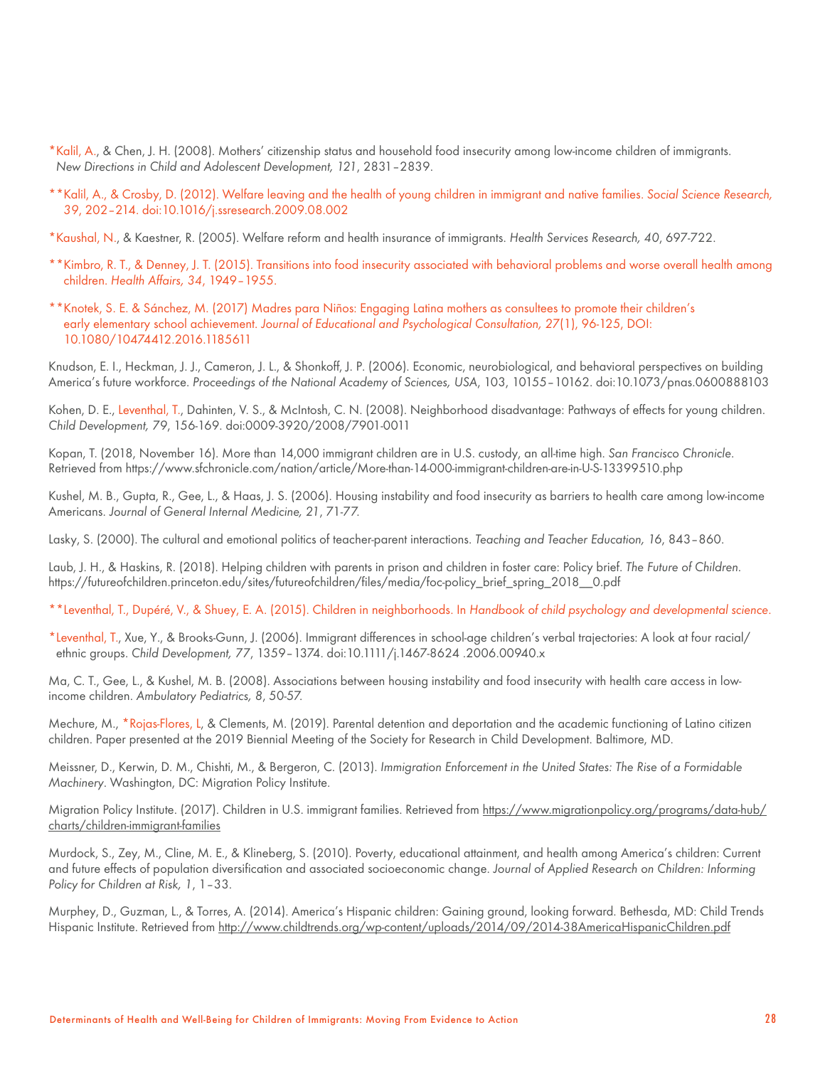*Kalil, A., & Chen, J. H. (2008). Mothers' citizenship status and household food insecurity among low-income children of immigrants. *New Directions in Child and Adolescent Development, 121*, 2831–2839.

**Kalil, A., & Crosby, D. (2012). Welfare leaving and the health of young children in immigrant and native families. *Social Science Research, 39*, 202–214. doi:10.1016/j.ssresearch.2009.08.002

*Kaushal, N., & Kaestner, R. (2005). Welfare reform and health insurance of immigrants. *Health Services Research, 40*, 697-722.

**Kimbro, R. T., & Denney, J. T. (2015). Transitions into food insecurity associated with behavioral problems and worse overall health among children. *Health Affairs, 34*, 1949–1955.

**Knotek, S. E. & Sánchez, M. (2017) Madres para Niños: Engaging Latina mothers as consultees to promote their children's early elementary school achievement. *Journal of Educational and Psychological Consultation, 27*(1), 96-125, DOI: 10.1080/10474412.2016.1185611

Knudson, E. I., Heckman, J. J., Cameron, J. L., & Shonkoff, J. P. (2006). Economic, neurobiological, and behavioral perspectives on building America's future workforce. *Proceedings of the National Academy of Sciences, USA*, 103, 10155–10162. doi:10.1073/pnas.0600888103

Kohen, D. E., Leventhal, T., Dahinten, V. S., & McIntosh, C. N. (2008). Neighborhood disadvantage: Pathways of effects for young children. *Child Development, 79*, 156-169. doi:0009-3920/2008/7901-0011

Kopan, T. (2018, November 16). More than 14,000 immigrant children are in U.S. custody, an all-time high. *San Francisco Chronicle*. Retrieved from https://www.sfchronicle.com/nation/article/More-than-14-000-immigrant-children-are-in-U-S-13399510.php

Kushel, M. B., Gupta, R., Gee, L., & Haas, J. S. (2006). Housing instability and food insecurity as barriers to health care among low-income Americans. *Journal of General Internal Medicine, 21*, 71-77.

Lasky, S. (2000). The cultural and emotional politics of teacher-parent interactions. *Teaching and Teacher Education, 16*, 843–860.

Laub, J. H., & Haskins, R. (2018). Helping children with parents in prison and children in foster care: Policy brief. *The Future of Children*. https://futureofchildren.princeton.edu/sites/futureofchildren/files/media/foc-policy_brief_spring_2018__0.pdf

**Leventhal, T., Dupéré, V., & Shuey, E. A. (2015). Children in neighborhoods. In *Handbook of child psychology and developmental science*.

*Leventhal, T., Xue, Y., & Brooks-Gunn, J. (2006). Immigrant differences in school-age children's verbal trajectories: A look at four racial/ethnic groups. *Child Development, 77*, 1359–1374. doi:10.1111/j.1467-8624 .2006.00940.x

Ma, C. T., Gee, L., & Kushel, M. B. (2008). Associations between housing instability and food insecurity with health care access in low-income children. *Ambulatory Pediatrics, 8*, 50-57.

Mechure, M., *Rojas-Flores, L, & Clements, M. (2019). Parental detention and deportation and the academic functioning of Latino citizen children. Paper presented at the 2019 Biennial Meeting of the Society for Research in Child Development. Baltimore, MD.

Meissner, D., Kerwin, D. M., Chishti, M., & Bergeron, C. (2013). *Immigration Enforcement in the United States: The Rise of a Formidable Machinery*. Washington, DC: Migration Policy Institute.

Migration Policy Institute. (2017). Children in U.S. immigrant families. Retrieved from https://www.migrationpolicy.org/programs/data-hub/charts/children-immigrant-families

Murdock, S., Zey, M., Cline, M. E., & Klineberg, S. (2010). Poverty, educational attainment, and health among America's children: Current and future effects of population diversification and associated socioeconomic change. *Journal of Applied Research on Children: Informing Policy for Children at Risk, 1*, 1–33.

Murphey, D., Guzman, L., & Torres, A. (2014). America's Hispanic children: Gaining ground, looking forward. Bethesda, MD: Child Trends Hispanic Institute. Retrieved from http://www.childtrends.org/wp-content/uploads/2014/09/2014-38AmericaHispanicChildren.pdf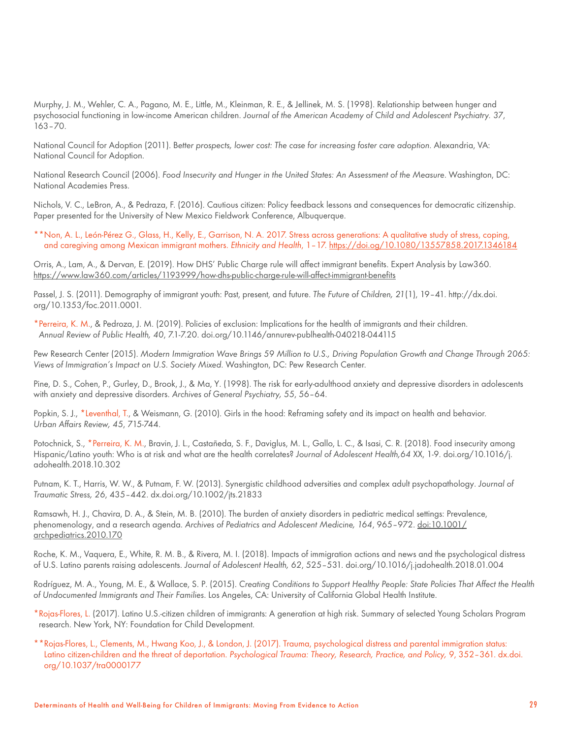Murphy, J. M., Wehler, C. A., Pagano, M. E., Little, M., Kleinman, R. E., & Jellinek, M. S. (1998). Relationship between hunger and psychosocial functioning in low-income American children. *Journal of the American Academy of Child and Adolescent Psychiatry. 37*, 163–70.

National Council for Adoption (2011). *Better prospects, lower cost: The case for increasing foster care adoption*. Alexandria, VA: National Council for Adoption.

National Research Council (2006). *Food Insecurity and Hunger in the United States: An Assessment of the Measure*. Washington, DC: National Academies Press.

Nichols, V. C., LeBron, A., & Pedraza, F. (2016). Cautious citizen: Policy feedback lessons and consequences for democratic citizenship. Paper presented for the University of New Mexico Fieldwork Conference, Albuquerque.

**Non, A. L., León-Pérez G., Glass, H., Kelly, E., Garrison, N. A. 2017. Stress across generations: A qualitative study of stress, coping, and caregiving among Mexican immigrant mothers. *Ethnicity and Health*, 1–17. https://doi.og/10.1080/13557858.2017.1346184

Orris, A., Lam, A., & Dervan, E. (2019). How DHS' Public Charge rule will affect immigrant benefits. Expert Analysis by Law360. https://www.law360.com/articles/1193999/how-dhs-public-charge-rule-will-affect-immigrant-benefits

Passel, J. S. (2011). Demography of immigrant youth: Past, present, and future. *The Future of Children, 21*(1), 19–41. http://dx.doi.org/10.1353/foc.2011.0001.

*Perreira, K. M., & Pedroza, J. M. (2019). Policies of exclusion: Implications for the health of immigrants and their children. *Annual Review of Public Health, 40*, 7.1-7.20. doi.org/10.1146/annurev-publhealth-040218-044115

Pew Research Center (2015). *Modern Immigration Wave Brings 59 Million to U.S., Driving Population Growth and Change Through 2065: Views of Immigration's Impact on U.S. Society Mixed*. Washington, DC: Pew Research Center.

Pine, D. S., Cohen, P., Gurley, D., Brook, J., & Ma, Y. (1998). The risk for early-adulthood anxiety and depressive disorders in adolescents with anxiety and depressive disorders. *Archives of General Psychiatry, 55*, 56–64.

Popkin, S. J., *Leventhal, T., & Weismann, G. (2010). Girls in the hood: Reframing safety and its impact on health and behavior. *Urban Affairs Review, 45*, 715-744.

Potochnick, S., *Perreira, K. M., Bravin, J. L., Castañeda, S. F., Daviglus, M. L., Gallo, L. C., & Isasi, C. R. (2018). Food insecurity among Hispanic/Latino youth: Who is at risk and what are the health correlates? *Journal of Adolescent Health,64* XX, 1-9. doi.org/10.1016/j.adohealth.2018.10.302

Putnam, K. T., Harris, W. W., & Putnam, F. W. (2013). Synergistic childhood adversities and complex adult psychopathology. *Journal of Traumatic Stress, 26*, 435–442. dx.doi.org/10.1002/jts.21833

Ramsawh, H. J., Chavira, D. A., & Stein, M. B. (2010). The burden of anxiety disorders in pediatric medical settings: Prevalence, phenomenology, and a research agenda. *Archives of Pediatrics and Adolescent Medicine, 164*, 965–972. doi:10.1001/archpediatrics.2010.170

Roche, K. M., Vaquera, E., White, R. M. B., & Rivera, M. I. (2018). Impacts of immigration actions and news and the psychological distress of U.S. Latino parents raising adolescents. *Journal of Adolescent Health, 62*, 525–531. doi.org/10.1016/j.jadohealth.2018.01.004

Rodríguez, M. A., Young, M. E., & Wallace, S. P. (2015). *Creating Conditions to Support Healthy People: State Policies That Affect the Health of Undocumented Immigrants and Their Families*. Los Angeles, CA: University of California Global Health Institute.

*Rojas-Flores, L. (2017). Latino U.S.-citizen children of immigrants: A generation at high risk. Summary of selected Young Scholars Program research. New York, NY: Foundation for Child Development.

**Rojas-Flores, L., Clements, M., Hwang Koo, J., & London, J. (2017). Trauma, psychological distress and parental immigration status: Latino citizen-children and the threat of deportation. *Psychological Trauma: Theory, Research, Practice, and Policy, 9*, 352–361. dx.doi.org/10.1037/tra0000177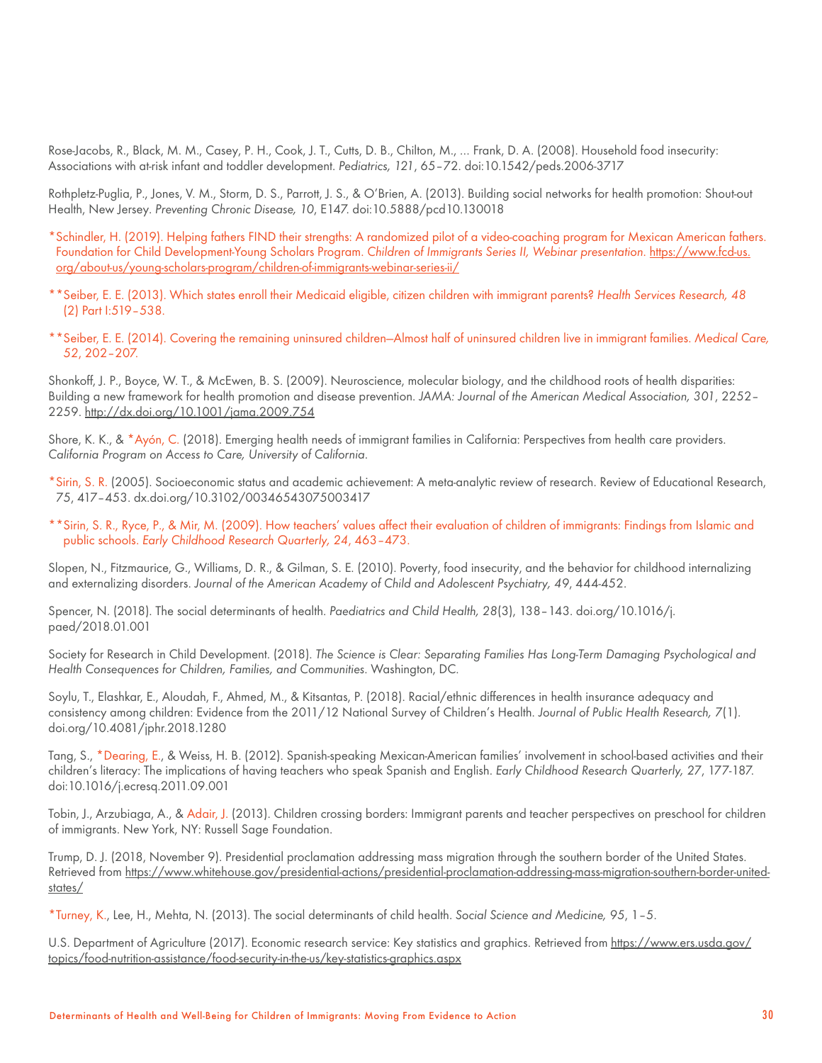Rose-Jacobs, R., Black, M. M., Casey, P. H., Cook, J. T., Cutts, D. B., Chilton, M., ... Frank, D. A. (2008). Household food insecurity: Associations with at-risk infant and toddler development. *Pediatrics, 121*, 65–72. doi:10.1542/peds.2006-3717

Rothpletz-Puglia, P., Jones, V. M., Storm, D. S., Parrott, J. S., & O'Brien, A. (2013). Building social networks for health promotion: Shout-out Health, New Jersey. *Preventing Chronic Disease, 10*, E147. doi:10.5888/pcd10.130018

*Schindler, H. (2019). Helping fathers FIND their strengths: A randomized pilot of a video-coaching program for Mexican American fathers. Foundation for Child Development-Young Scholars Program. *Children of Immigrants Series II, Webinar presentation*. https://www.fcd-us.org/about-us/young-scholars-program/children-of-immigrants-webinar-series-ii/

**Seiber, E. E. (2013). Which states enroll their Medicaid eligible, citizen children with immigrant parents? *Health Services Research, 48* (2) Part I:519–538.

**Seiber, E. E. (2014). Covering the remaining uninsured children—Almost half of uninsured children live in immigrant families. *Medical Care, 52*, 202–207.

Shonkoff, J. P., Boyce, W. T., & McEwen, B. S. (2009). Neuroscience, molecular biology, and the childhood roots of health disparities: Building a new framework for health promotion and disease prevention. *JAMA: Journal of the American Medical Association, 301*, 2252–2259. http://dx.doi.org/10.1001/jama.2009.754

Shore, K. K., & *Ayón, C. (2018). Emerging health needs of immigrant families in California: Perspectives from health care providers. *California Program on Access to Care, University of California*.

*Sirin, S. R. (2005). Socioeconomic status and academic achievement: A meta-analytic review of research. Review of Educational Research, *75*, 417–453. dx.doi.org/10.3102/00346543075003417

**Sirin, S. R., Ryce, P., & Mir, M. (2009). How teachers' values affect their evaluation of children of immigrants: Findings from Islamic and public schools. *Early Childhood Research Quarterly, 24*, 463–473.

Slopen, N., Fitzmaurice, G., Williams, D. R., & Gilman, S. E. (2010). Poverty, food insecurity, and the behavior for childhood internalizing and externalizing disorders. *Journal of the American Academy of Child and Adolescent Psychiatry, 49*, 444-452.

Spencer, N. (2018). The social determinants of health. *Paediatrics and Child Health, 28*(3), 138–143. doi.org/10.1016/j.paed/2018.01.001

Society for Research in Child Development. (2018). *The Science is Clear: Separating Families Has Long-Term Damaging Psychological and Health Consequences for Children, Families, and Communities*. Washington, DC.

Soylu, T., Elashkar, E., Aloudah, F., Ahmed, M., & Kitsantas, P. (2018). Racial/ethnic differences in health insurance adequacy and consistency among children: Evidence from the 2011/12 National Survey of Children's Health. *Journal of Public Health Research, 7*(1). doi.org/10.4081/jphr.2018.1280

Tang, S., *Dearing, E., & Weiss, H. B. (2012). Spanish-speaking Mexican-American families' involvement in school-based activities and their children's literacy: The implications of having teachers who speak Spanish and English. *Early Childhood Research Quarterly, 27*, 177-187. doi:10.1016/j.ecresq.2011.09.001

Tobin, J., Arzubiaga, A., & Adair, J. (2013). Children crossing borders: Immigrant parents and teacher perspectives on preschool for children of immigrants. New York, NY: Russell Sage Foundation.

Trump, D. J. (2018, November 9). Presidential proclamation addressing mass migration through the southern border of the United States. Retrieved from https://www.whitehouse.gov/presidential-actions/presidential-proclamation-addressing-mass-migration-southern-border-united-states/

*Turney, K., Lee, H., Mehta, N. (2013). The social determinants of child health. *Social Science and Medicine, 95*, 1–5.

U.S. Department of Agriculture (2017). Economic research service: Key statistics and graphics. Retrieved from https://www.ers.usda.gov/topics/food-nutrition-assistance/food-security-in-the-us/key-statistics-graphics.aspx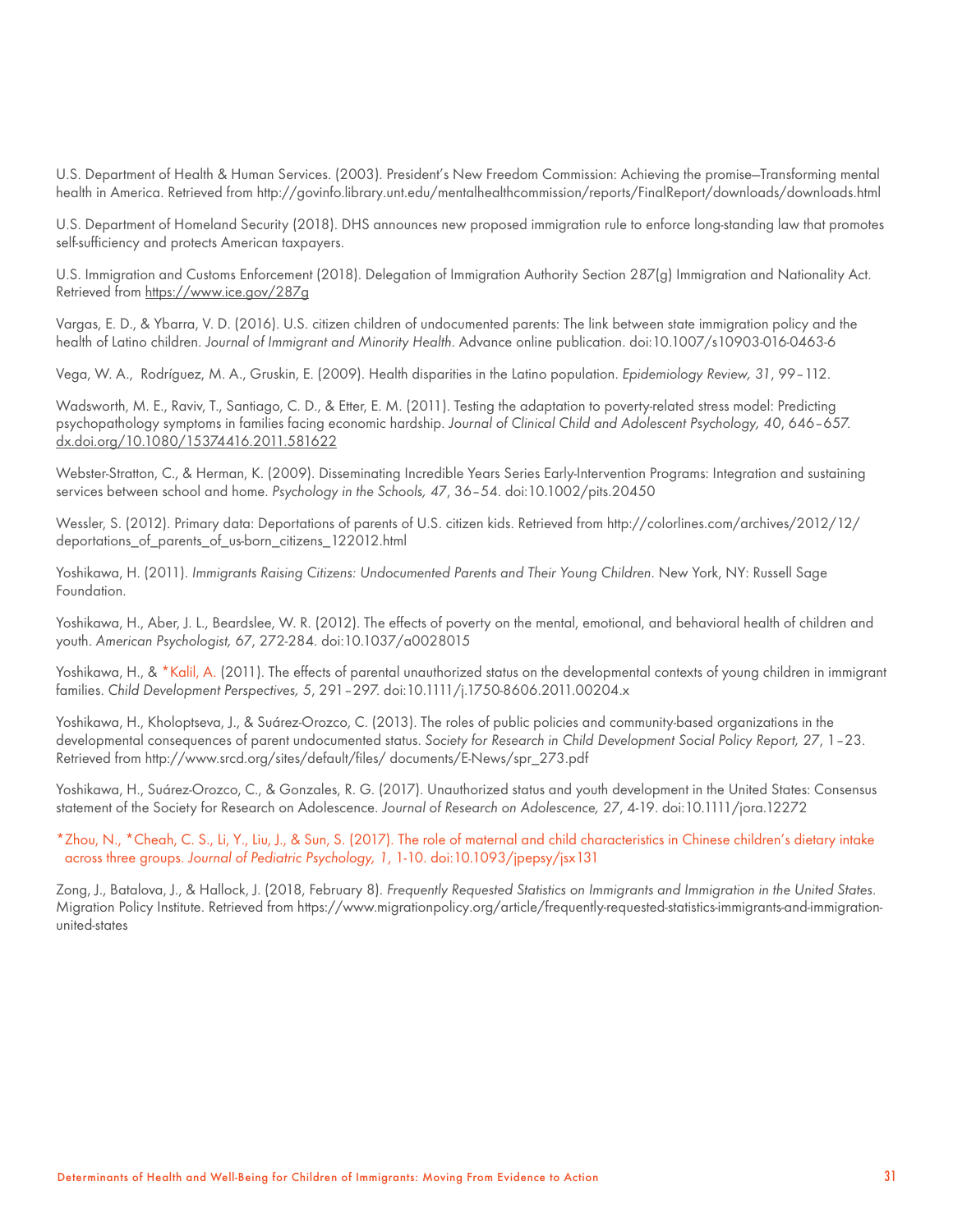U.S. Department of Health & Human Services. (2003). President's New Freedom Commission: Achieving the promise—Transforming mental health in America. Retrieved from http://govinfo.library.unt.edu/mentalhealthcommission/reports/FinalReport/downloads/downloads.html

U.S. Department of Homeland Security (2018). DHS announces new proposed immigration rule to enforce long-standing law that promotes self-sufficiency and protects American taxpayers.

U.S. Immigration and Customs Enforcement (2018). Delegation of Immigration Authority Section 287(g) Immigration and Nationality Act. Retrieved from https://www.ice.gov/287g

Vargas, E. D., & Ybarra, V. D. (2016). U.S. citizen children of undocumented parents: The link between state immigration policy and the health of Latino children. *Journal of Immigrant and Minority Health*. Advance online publication. doi:10.1007/s10903-016-0463-6

Vega, W. A., Rodríguez, M. A., Gruskin, E. (2009). Health disparities in the Latino population. *Epidemiology Review, 31*, 99–112.

Wadsworth, M. E., Raviv, T., Santiago, C. D., & Etter, E. M. (2011). Testing the adaptation to poverty-related stress model: Predicting psychopathology symptoms in families facing economic hardship. *Journal of Clinical Child and Adolescent Psychology, 40*, 646–657. dx.doi.org/10.1080/15374416.2011.581622

Webster-Stratton, C., & Herman, K. (2009). Disseminating Incredible Years Series Early-Intervention Programs: Integration and sustaining services between school and home. *Psychology in the Schools, 47*, 36–54. doi:10.1002/pits.20450

Wessler, S. (2012). Primary data: Deportations of parents of U.S. citizen kids. Retrieved from http://colorlines.com/archives/2012/12/deportations_of_parents_of_us-born_citizens_122012.html

Yoshikawa, H. (2011). *Immigrants Raising Citizens: Undocumented Parents and Their Young Children*. New York, NY: Russell Sage Foundation.

Yoshikawa, H., Aber, J. L., Beardslee, W. R. (2012). The effects of poverty on the mental, emotional, and behavioral health of children and youth. *American Psychologist, 67*, 272-284. doi:10.1037/a0028015

Yoshikawa, H., & *Kalil, A. (2011). The effects of parental unauthorized status on the developmental contexts of young children in immigrant families. *Child Development Perspectives, 5*, 291–297. doi:10.1111/j.1750-8606.2011.00204.x

Yoshikawa, H., Kholoptseva, J., & Suárez-Orozco, C. (2013). The roles of public policies and community-based organizations in the developmental consequences of parent undocumented status. *Society for Research in Child Development Social Policy Report, 27*, 1–23. Retrieved from http://www.srcd.org/sites/default/files/ documents/E-News/spr_273.pdf

Yoshikawa, H., Suárez-Orozco, C., & Gonzales, R. G. (2017). Unauthorized status and youth development in the United States: Consensus statement of the Society for Research on Adolescence. *Journal of Research on Adolescence, 27*, 4-19. doi:10.1111/jora.12272

*Zhou, N., *Cheah, C. S., Li, Y., Liu, J., & Sun, S. (2017). The role of maternal and child characteristics in Chinese children's dietary intake across three groups. *Journal of Pediatric Psychology, 1*, 1-10. doi:10.1093/jpepsy/jsx131

Zong, J., Batalova, J., & Hallock, J. (2018, February 8). *Frequently Requested Statistics on Immigrants and Immigration in the United States*. Migration Policy Institute. Retrieved from https://www.migrationpolicy.org/article/frequently-requested-statistics-immigrants-and-immigration-united-states